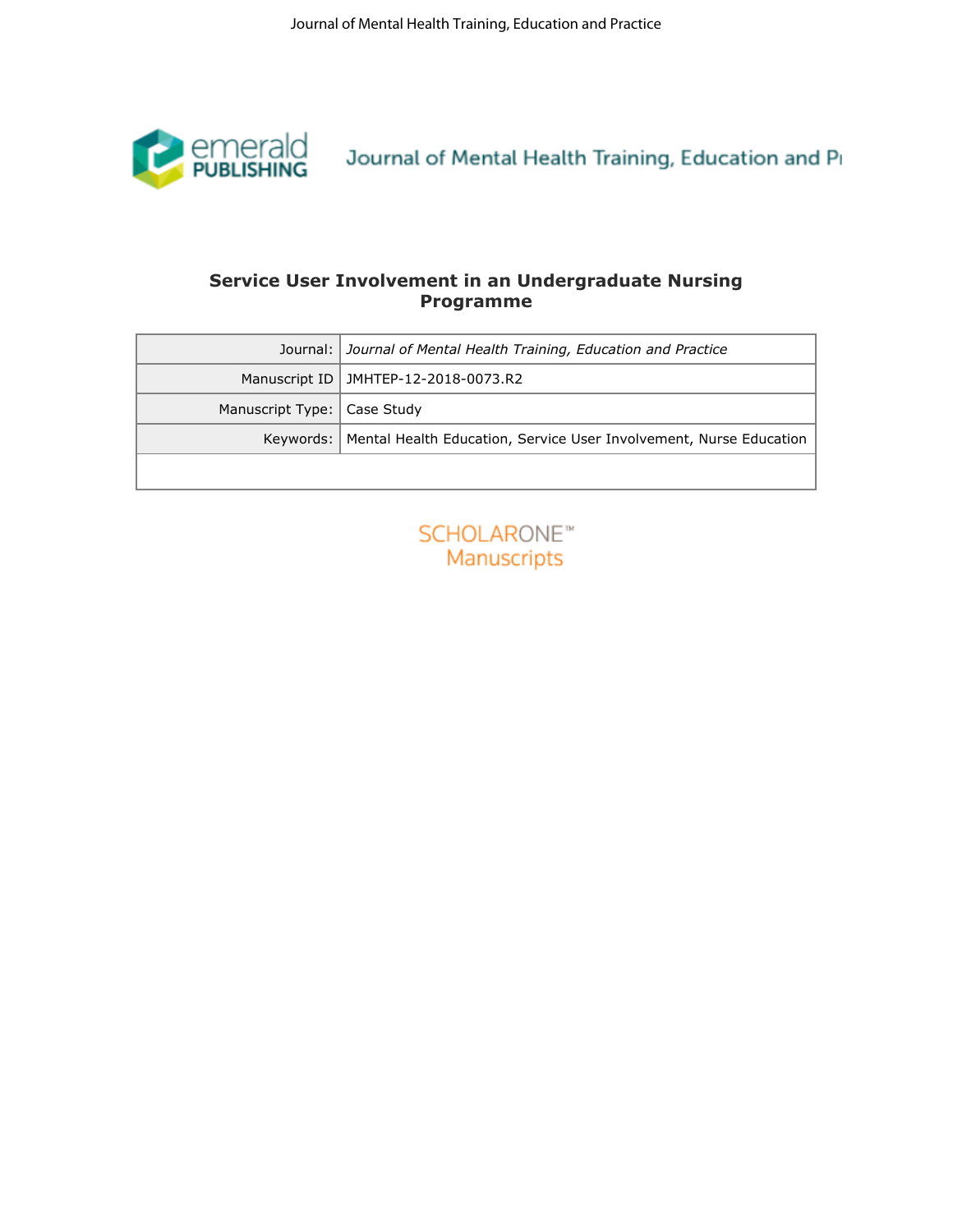# Service User Involvement in an Undergraduate Nursing Programme

| | |
|---|---|
| Journal: | *Journal of Mental Health Training, Education and Practice* |
| Manuscript ID | JMHTEP-12-2018-0073.R2 |
| Manuscript Type: | Case Study |
| Keywords: | Mental Health Education, Service User Involvement, Nurse Education |
| | |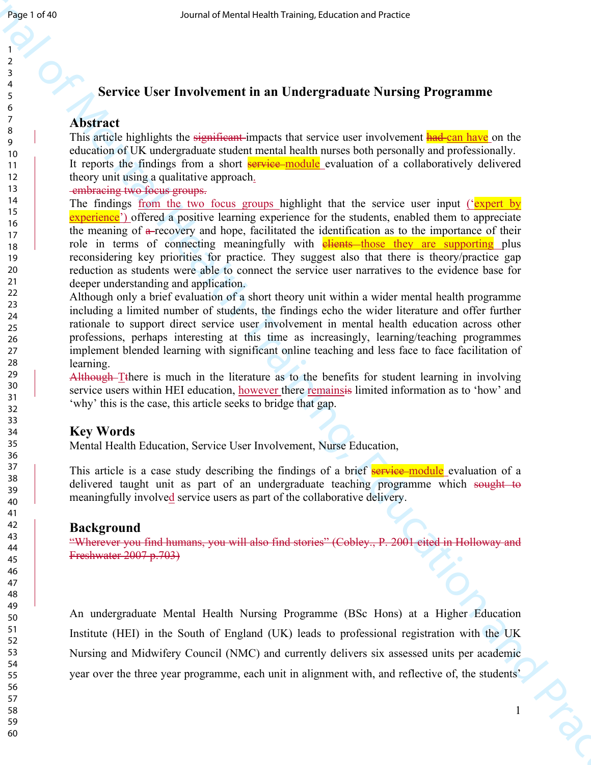# Service User Involvement in an Undergraduate Nursing Programme

## Abstract

This article highlights the ~~significant~~ impacts that service user involvement ~~had~~ can have on the education of UK undergraduate student mental health nurses both personally and professionally. It reports the findings from a short ~~service~~ module evaluation of a collaboratively delivered theory unit using a qualitative approach.
~~embracing two focus groups.~~
The findings from the two focus groups highlight that the service user input ('expert by experience') offered a positive learning experience for the students, enabled them to appreciate the meaning of ~~a~~ recovery and hope, facilitated the identification as to the importance of their role in terms of connecting meaningfully with ~~clients~~ those they are supporting plus reconsidering key priorities for practice. They suggest also that there is theory/practice gap reduction as students were able to connect the service user narratives to the evidence base for deeper understanding and application.
Although only a brief evaluation of a short theory unit within a wider mental health programme including a limited number of students, the findings echo the wider literature and offer further rationale to support direct service user involvement in mental health education across other professions, perhaps interesting at this time as increasingly, learning/teaching programmes implement blended learning with significant online teaching and less face to face facilitation of learning.
~~Although~~ ~~T~~there is much in the literature as to the benefits for student learning in involving service users within HEI education, however there remains~~is~~ limited information as to 'how' and 'why' this is the case, this article seeks to bridge that gap.

## Key Words

Mental Health Education, Service User Involvement, Nurse Education,

This article is a case study describing the findings of a brief ~~service~~ module evaluation of a delivered taught unit as part of an undergraduate teaching programme which ~~sought to~~ meaningfully involved service users as part of the collaborative delivery.

## Background

~~"Wherever you find humans, you will also find stories" (Cobley., P. 2001 cited in Holloway and Freshwater 2007 p.703)~~

An undergraduate Mental Health Nursing Programme (BSc Hons) at a Higher Education Institute (HEI) in the South of England (UK) leads to professional registration with the UK Nursing and Midwifery Council (NMC) and currently delivers six assessed units per academic year over the three year programme, each unit in alignment with, and reflective of, the students'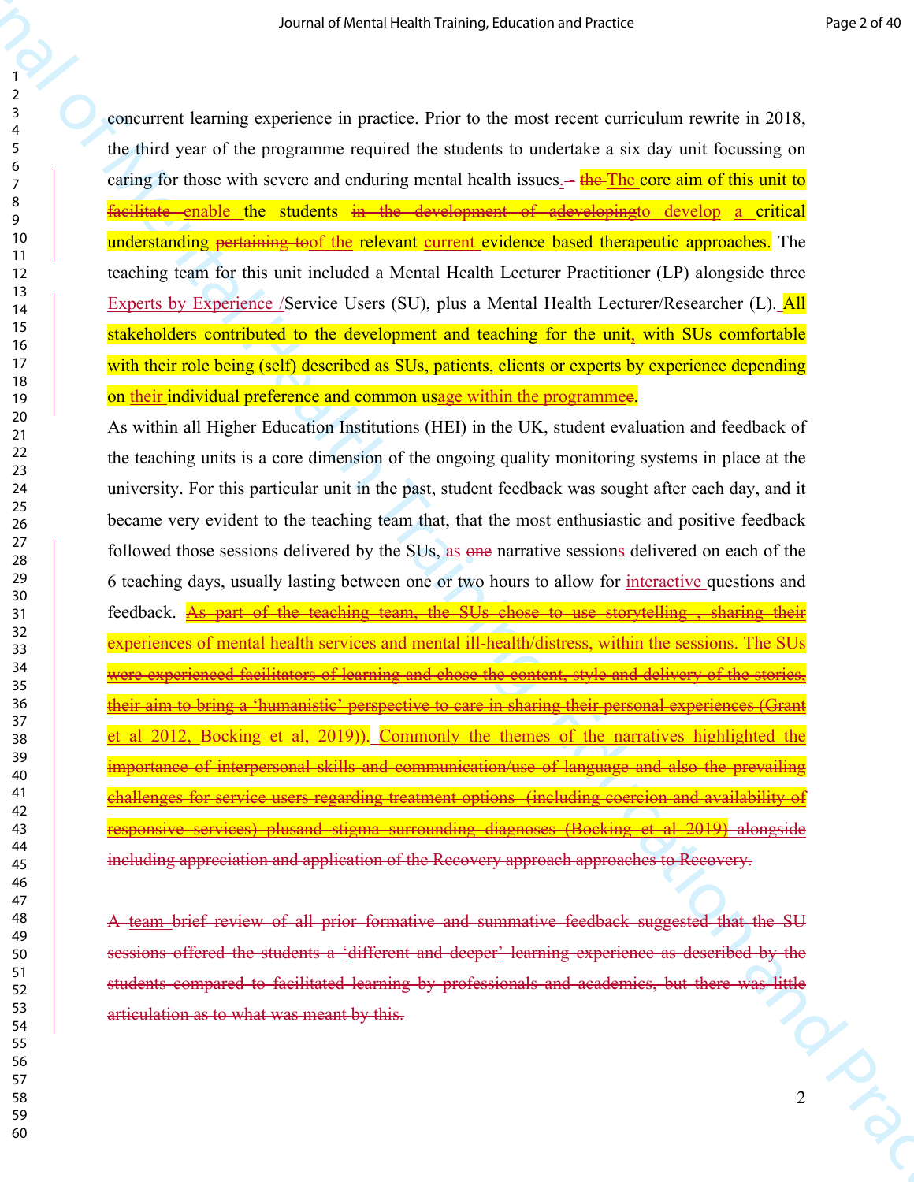concurrent learning experience in practice. Prior to the most recent curriculum rewrite in 2018, the third year of the programme required the students to undertake a six day unit focussing on caring for those with severe and enduring mental health issues. ~~-~~ ~~the~~ The core aim of this unit to ~~facilitate~~ enable the students ~~in the development of adeveloping~~to develop a critical understanding ~~pertaining to~~of the relevant current evidence based therapeutic approaches. The teaching team for this unit included a Mental Health Lecturer Practitioner (LP) alongside three Experts by Experience /Service Users (SU), plus a Mental Health Lecturer/Researcher (L). All stakeholders contributed to the development and teaching for the unit, with SUs comfortable with their role being (self) described as SUs, patients, clients or experts by experience depending on their individual preference and common usage within the programme.

As within all Higher Education Institutions (HEI) in the UK, student evaluation and feedback of the teaching units is a core dimension of the ongoing quality monitoring systems in place at the university. For this particular unit in the past, student feedback was sought after each day, and it became very evident to the teaching team that, that the most enthusiastic and positive feedback followed those sessions delivered by the SUs, as ~~one~~ narrative sessions delivered on each of the 6 teaching days, usually lasting between one or two hours to allow for interactive questions and feedback. ~~As part of the teaching team, the SUs chose to use storytelling , sharing their experiences of mental health services and mental ill-health/distress, within the sessions. The SUs were experienced facilitators of learning and chose the content, style and delivery of the stories, their aim to bring a 'humanistic' perspective to care in sharing their personal experiences (Grant et al 2012, Bocking et al, 2019)). Commonly the themes of the narratives highlighted the importance of interpersonal skills and communication/use of language and also the prevailing challenges for service users regarding treatment options (including coercion and availability of responsive services) plusand stigma surrounding diagnoses (Bocking et al 2019) alongside including appreciation and application of the Recovery approach approaches to Recovery.~~

~~A team brief review of all prior formative and summative feedback suggested that the SU sessions offered the students a 'different and deeper' learning experience as described by the students compared to facilitated learning by professionals and academics, but there was little articulation as to what was meant by this.~~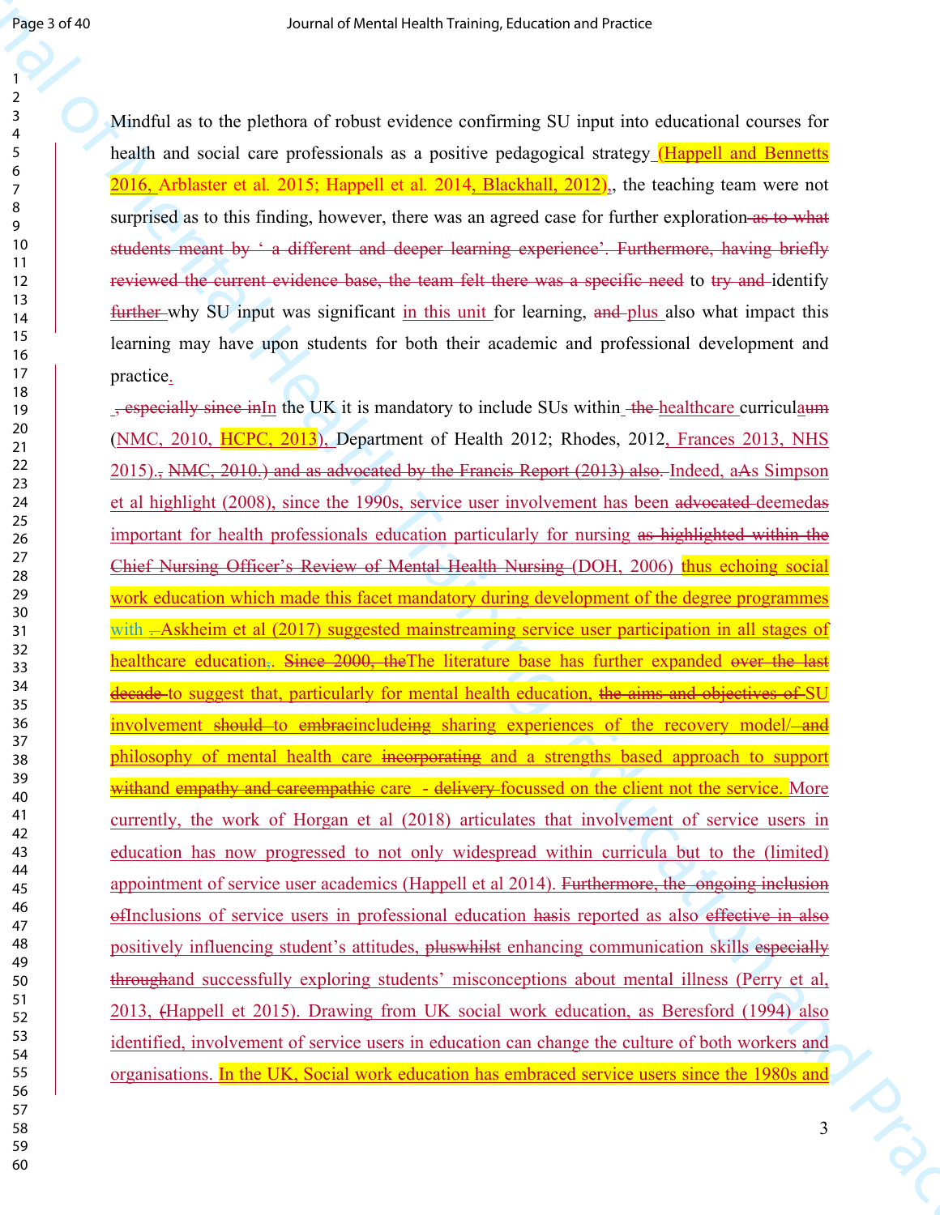Mindful as to the plethora of robust evidence confirming SU input into educational courses for health and social care professionals as a positive pedagogical strategy (Happell and Bennetts 2016, Arblaster et al. 2015; Happell et al. 2014, Blackhall, 2012),, the teaching team were not surprised as to this finding, however, there was an agreed case for further exploration~~ as to what students meant by ‘ a different and deeper learning experience’. Furthermore, having briefly reviewed the current evidence base, the team felt there was a specific need~~ to ~~try and~~ identify ~~further~~ why SU input was significant in this unit for learning, ~~and~~ plus also what impact this learning may have upon students for both their academic and professional development and practice.

~~, especially since in~~In the UK it is mandatory to include SUs within ~~the~~ healthcare curricul~~um~~a (NMC, 2010, HCPC, 2013), Department of Health 2012; Rhodes, 2012, Frances 2013, NHS 2015).~~, NMC, 2010.) and as advocated by the Francis Report (2013) also.~~ ~~Indeed, a~~As Simpson et al highlight (2008), since the 1990s, service user involvement has been ~~advocated~~ deemed~~as~~ important for health professionals education particularly for nursing ~~as highlighted within the Chief Nursing Officer's Review of Mental Health Nursing~~ (DOH, 2006) thus echoing social work education which made this facet mandatory during development of the degree programmes with ~~.~~ Askheim et al (2017) suggested mainstreaming service user participation in all stages of healthcare education,. ~~Since 2000, the~~The literature base has further expanded ~~over the last decade~~ to suggest that, particularly for mental health education, ~~the aims and objectives of~~ SU involvement ~~should to embrac~~includ~~ing~~e sharing experiences of the recovery model/~~ and~~ philosophy of mental health care ~~incorporating~~ and a strengths based approach to support ~~with~~and ~~empathy and care~~empathic care ~~- delivery~~ focussed on the client not the service. More currently, the work of Horgan et al (2018) articulates that involvement of service users in education has now progressed to not only widespread within curricula but to the (limited) appointment of service user academics (Happell et al 2014). ~~Furthermore, the ongoing inclusion of~~Inclusions of service users in professional education ~~has~~is reported as also ~~effective in also~~ positively influencing student's attitudes, ~~plus~~whilst enhancing communication skills ~~especially through~~and successfully exploring students' misconceptions about mental illness (Perry et al, 2013, ~~(~~Happell et 2015). Drawing from UK social work education, as Beresford (1994) also identified, involvement of service users in education can change the culture of both workers and organisations. In the UK, Social work education has embraced service users since the 1980s and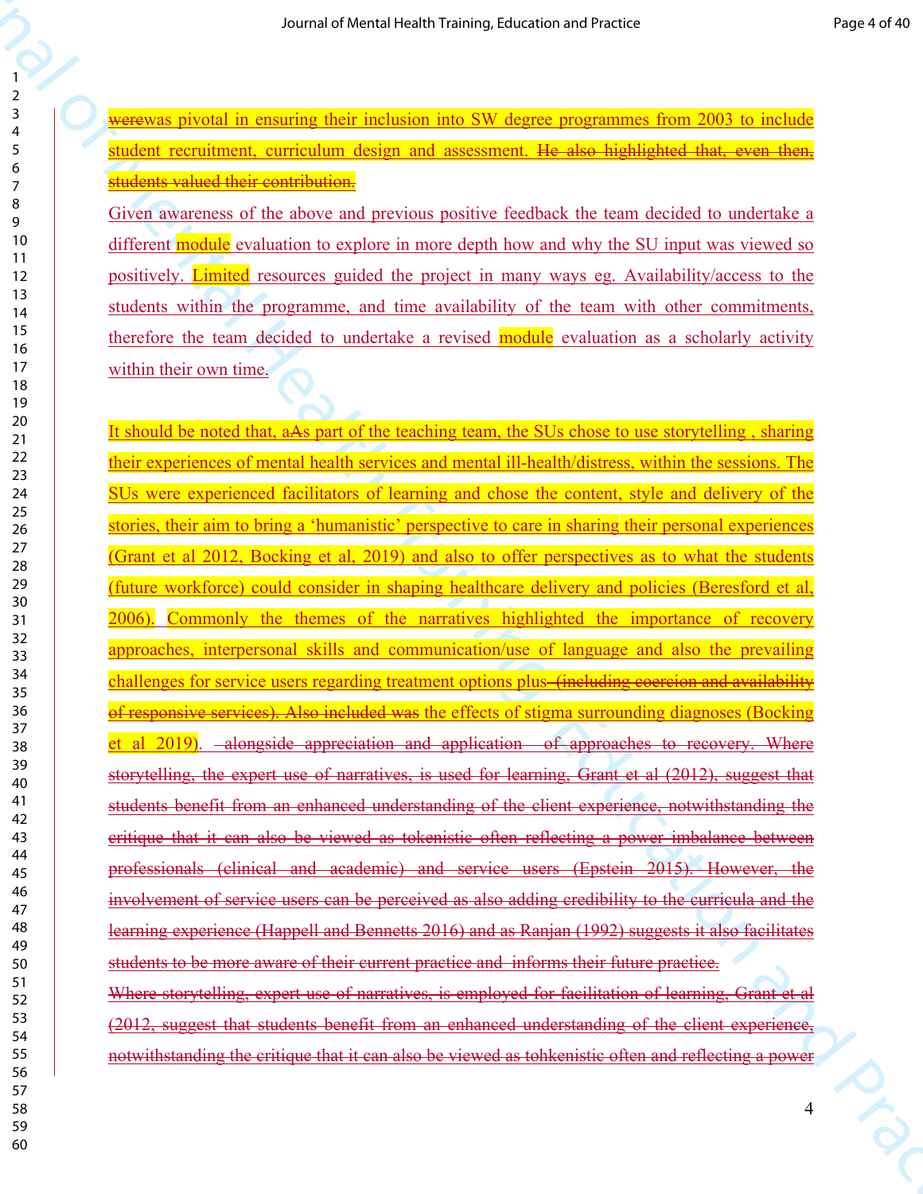~~were~~was pivotal in ensuring their inclusion into SW degree programmes from 2003 to include student recruitment, curriculum design and assessment. ~~He also highlighted that, even then, students valued their contribution.~~

Given awareness of the above and previous positive feedback the team decided to undertake a different module evaluation to explore in more depth how and why the SU input was viewed so positively. Limited resources guided the project in many ways eg. Availability/access to the students within the programme, and time availability of the team with other commitments, therefore the team decided to undertake a revised module evaluation as a scholarly activity within their own time.

It should be noted that, a~~A~~s part of the teaching team, the SUs chose to use storytelling , sharing their experiences of mental health services and mental ill-health/distress, within the sessions. The SUs were experienced facilitators of learning and chose the content, style and delivery of the stories, their aim to bring a 'humanistic' perspective to care in sharing their personal experiences (Grant et al 2012, Bocking et al, 2019) and also to offer perspectives as to what the students (future workforce) could consider in shaping healthcare delivery and policies (Beresford et al, 2006). Commonly the themes of the narratives highlighted the importance of recovery approaches, interpersonal skills and communication/use of language and also the prevailing challenges for service users regarding treatment options plus ~~(including coercion and availability of responsive services). Also included was~~ the effects of stigma surrounding diagnoses (Bocking et al 2019). ~~alongside appreciation and application of approaches to recovery. Where storytelling, the expert use of narratives, is used for learning, Grant et al (2012), suggest that students benefit from an enhanced understanding of the client experience, notwithstanding the critique that it can also be viewed as tokenistic often reflecting a power imbalance between professionals (clinical and academic) and service users (Epstein 2015). However, the involvement of service users can be perceived as also adding credibility to the curricula and the learning experience (Happell and Bennetts 2016) and as Ranjan (1992) suggests it also facilitates students to be more aware of their current practice and informs their future practice.~~

~~Where storytelling, expert use of narratives, is employed for facilitation of learning, Grant et al (2012, suggest that students benefit from an enhanced understanding of the client experience, notwithstanding the critique that it can also be viewed as tohkenistic often and reflecting a power~~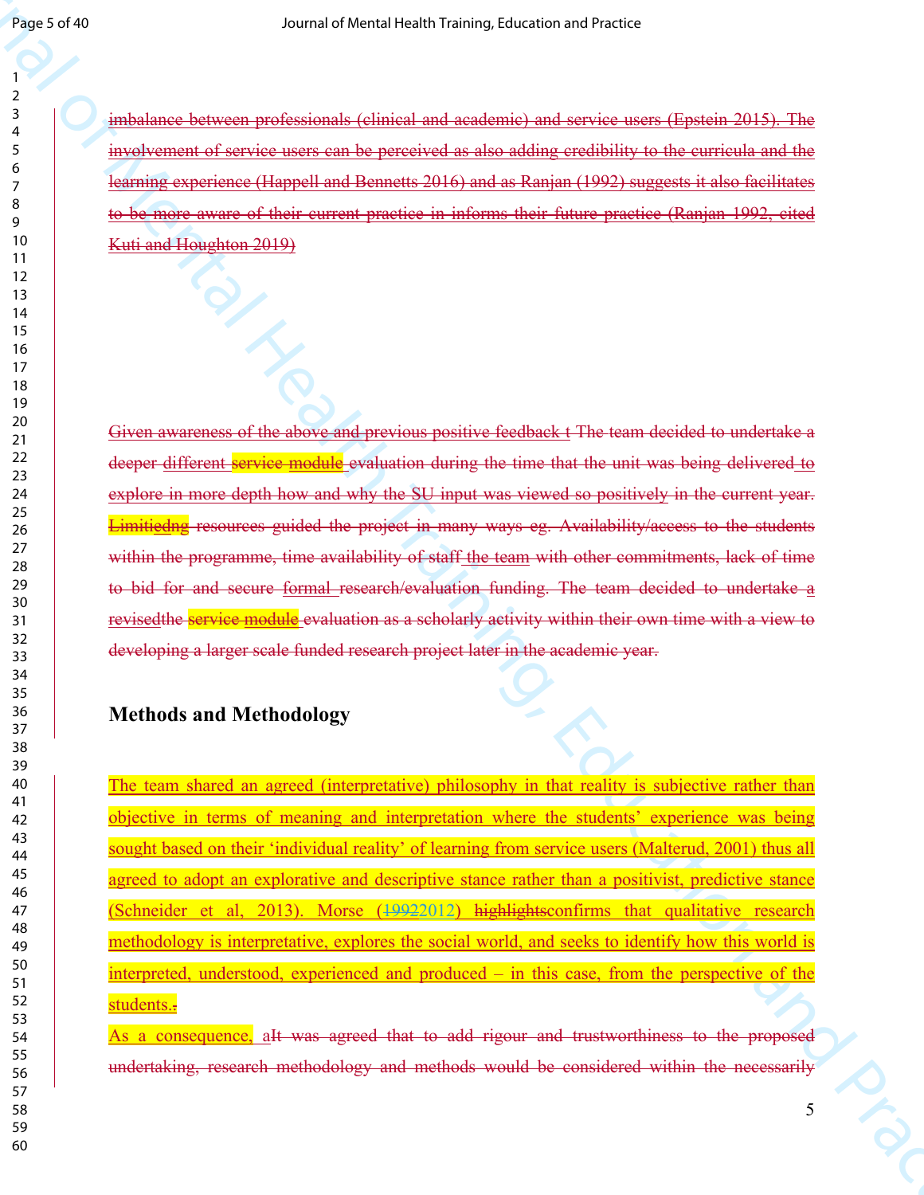imbalance between professionals (clinical and academic) and service users (Epstein 2015). The involvement of service users can be perceived as also adding credibility to the curricula and the learning experience (Happell and Bennetts 2016) and as Ranjan (1992) suggests it also facilitates to be more aware of their current practice in informs their future practice (Ranjan 1992, cited Kuti and Houghton 2019)

Given awareness of the above and previous positive feedback t The team decided to undertake a deeper different service module evaluation during the time that the unit was being delivered to explore in more depth how and why the SU input was viewed so positively in the current year. Limitiedng resources guided the project in many ways eg. Availability/access to the students within the programme, time availability of staff the team with other commitments, lack of time to bid for and secure formal research/evaluation funding. The team decided to undertake a revisedthe service module evaluation as a scholarly activity within their own time with a view to developing a larger scale funded research project later in the academic year.

## Methods and Methodology

The team shared an agreed (interpretative) philosophy in that reality is subjective rather than objective in terms of meaning and interpretation where the students' experience was being sought based on their 'individual reality' of learning from service users (Malterud, 2001) thus all agreed to adopt an explorative and descriptive stance rather than a positivist, predictive stance (Schneider et al, 2013). Morse (19922012) highlightsconfirms that qualitative research methodology is interpretative, explores the social world, and seeks to identify how this world is interpreted, understood, experienced and produced – in this case, from the perspective of the students..

As a consequence, aIt was agreed that to add rigour and trustworthiness to the proposed undertaking, research methodology and methods would be considered within the necessarily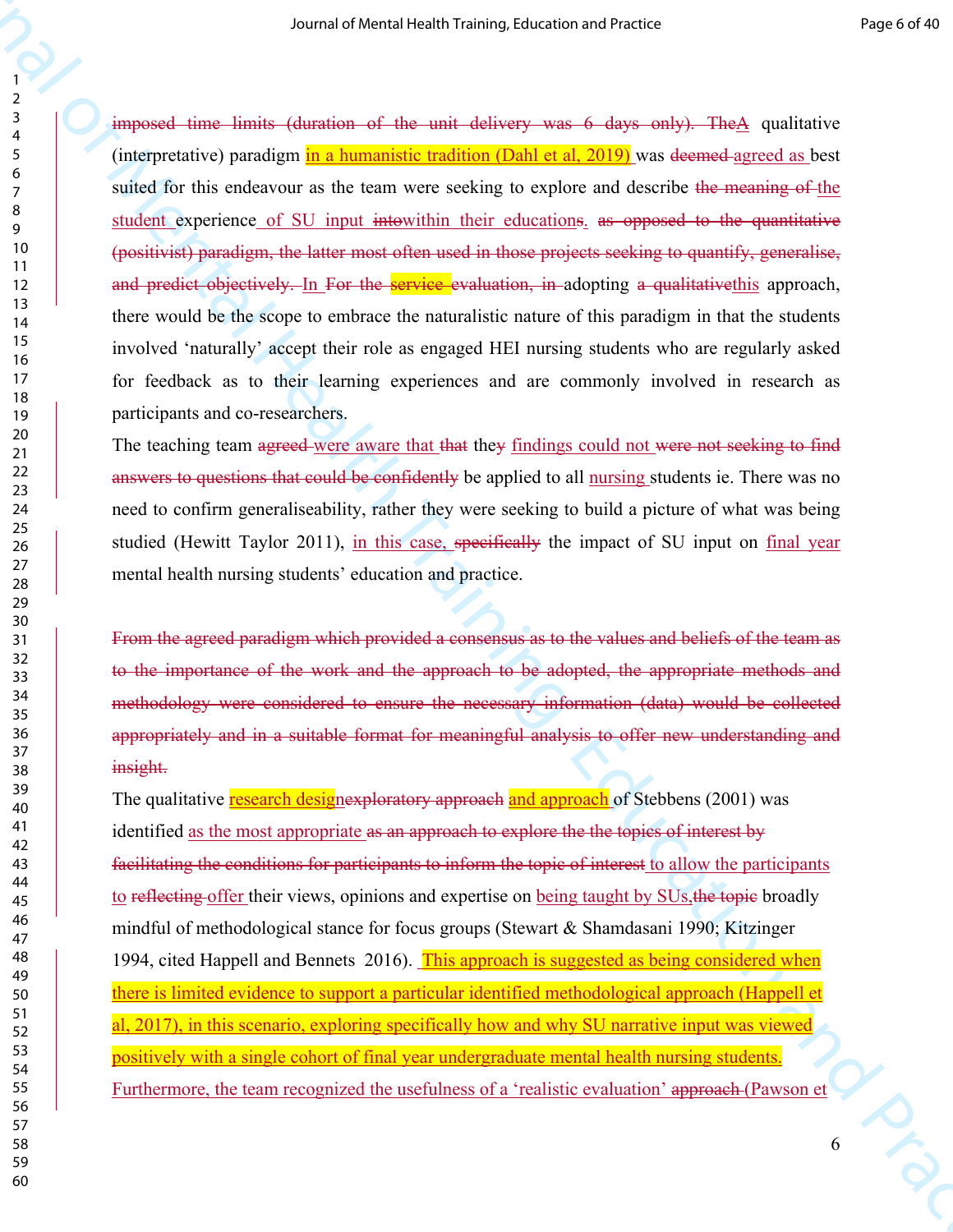~~imposed time limits (duration of the unit delivery was 6 days only). The~~A qualitative (interpretative) paradigm in a humanistic tradition (Dahl et al, 2019) was ~~deemed~~ agreed as best suited for this endeavour as the team were seeking to explore and describe ~~the meaning of~~ the student experience of SU input ~~into~~within their educations~~.~~ ~~as opposed to the quantitative (positivist) paradigm, the latter most often used in those projects seeking to quantify, generalise, and predict objectively.~~ In ~~For the service evaluation, in~~ adopting ~~a qualitative~~this approach, there would be the scope to embrace the naturalistic nature of this paradigm in that the students involved 'naturally' accept their role as engaged HEI nursing students who are regularly asked for feedback as to their learning experiences and are commonly involved in research as participants and co-researchers.

The teaching team ~~agreed~~ were aware that ~~that~~ the~~y~~ findings could not ~~were not seeking to find answers to questions that could be confidently~~ be applied to all nursing students ie. There was no need to confirm generaliseability, rather they were seeking to build a picture of what was being studied (Hewitt Taylor 2011), in this case, ~~specifically~~ the impact of SU input on final year mental health nursing students' education and practice.

~~From the agreed paradigm which provided a consensus as to the values and beliefs of the team as to the importance of the work and the approach to be adopted, the appropriate methods and methodology were considered to ensure the necessary information (data) would be collected appropriately and in a suitable format for meaningful analysis to offer new understanding and insight.~~

The qualitative research desig~~nexploratory approach~~ and approach of Stebbens (2001) was identified as the most appropriate ~~as an approach to explore the the topics of interest by facilitating the conditions for participants to inform the topic of interest~~ to allow the participants to ~~reflecting~~ offer their views, opinions and expertise on being taught by SUs,~~the topic~~ broadly mindful of methodological stance for focus groups (Stewart & Shamdasani 1990; Kitzinger 1994, cited Happell and Bennets 2016). This approach is suggested as being considered when there is limited evidence to support a particular identified methodological approach (Happell et al, 2017), in this scenario, exploring specifically how and why SU narrative input was viewed positively with a single cohort of final year undergraduate mental health nursing students. Furthermore, the team recognized the usefulness of a 'realistic evaluation' ~~approach~~ (Pawson et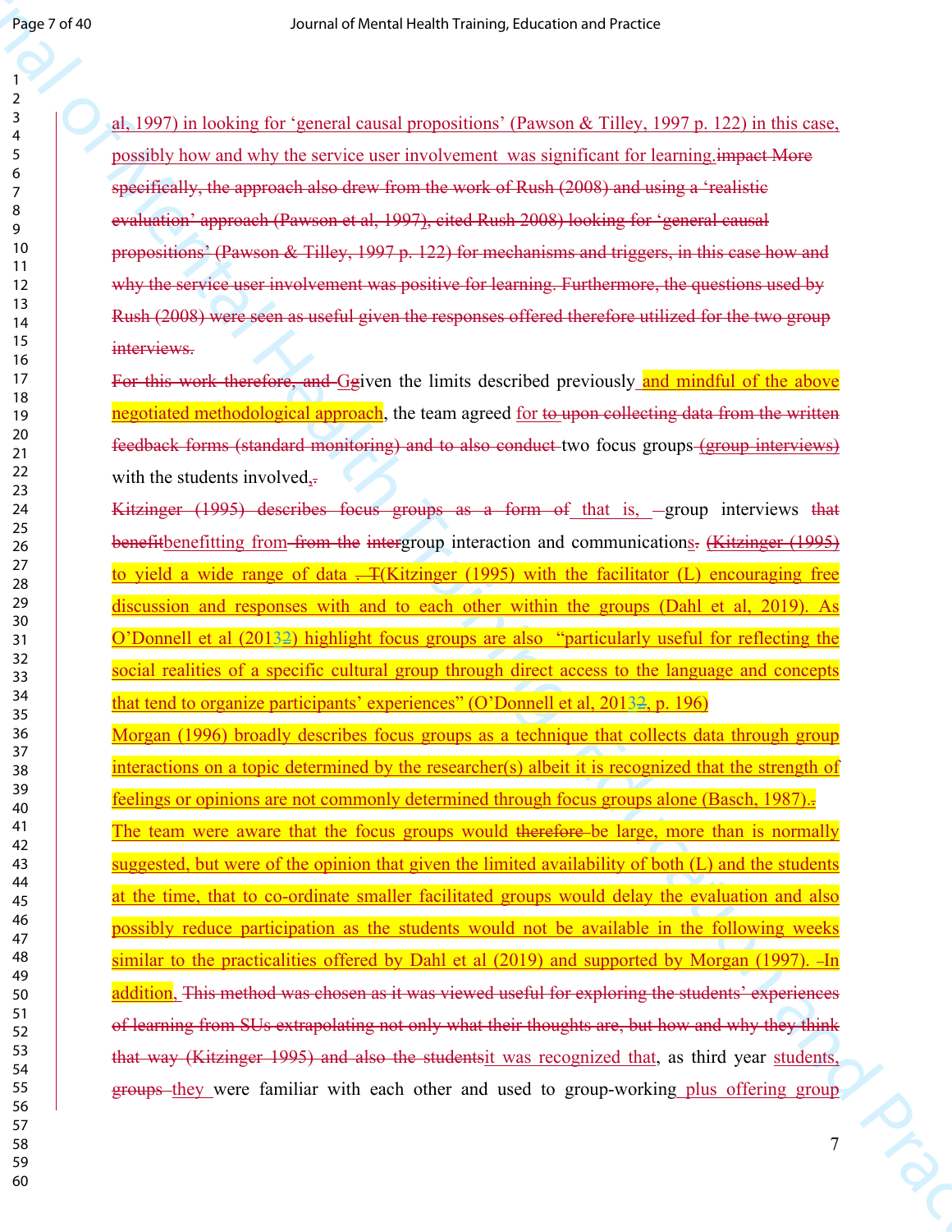al, 1997) in looking for 'general causal propositions' (Pawson & Tilley, 1997 p. 122) in this case, possibly how and why the service user involvement was significant for learning.~~impact More specifically, the approach also drew from the work of Rush (2008) and using a 'realistic evaluation' approach (Pawson et al, 1997), cited Rush 2008) looking for 'general causal propositions' (Pawson & Tilley, 1997 p. 122) for mechanisms and triggers, in this case how and why the service user involvement was positive for learning. Furthermore, the questions used by Rush (2008) were seen as useful given the responses offered therefore utilized for the two group interviews.~~

~~For this work therefore, and G~~Ggiven the limits described previously and mindful of the above negotiated methodological approach, the team agreed for ~~to upon collecting data from the written feedback forms (standard monitoring) and to also conduct~~ two focus groups ~~(group interviews)~~ with the students involved.

~~Kitzinger (1995) describes focus groups as a form of~~ that is, group interviews ~~that benefit~~benefitting from ~~from the inter~~group interaction and communications. ~~(Kitzinger (1995)~~ to yield a wide range of data ~~. T~~(Kitzinger (1995) with the facilitator (L) encouraging free discussion and responses with and to each other within the groups (Dahl et al, 2019). As O'Donnell et al (2013~~2~~) highlight focus groups are also "particularly useful for reflecting the social realities of a specific cultural group through direct access to the language and concepts that tend to organize participants' experiences" (O'Donnell et al, 2013~~2~~, p. 196)

Morgan (1996) broadly describes focus groups as a technique that collects data through group interactions on a topic determined by the researcher(s) albeit it is recognized that the strength of feelings or opinions are not commonly determined through focus groups alone (Basch, 1987).

The team were aware that the focus groups would ~~therefore~~ be large, more than is normally suggested, but were of the opinion that given the limited availability of both (L) and the students at the time, that to co-ordinate smaller facilitated groups would delay the evaluation and also possibly reduce participation as the students would not be available in the following weeks similar to the practicalities offered by Dahl et al (2019) and supported by Morgan (1997). In addition, ~~This method was chosen as it was viewed useful for exploring the students' experiences of learning from SUs extrapolating not only what their thoughts are, but how and why they think that way (Kitzinger 1995) and also the students~~it was recognized that, as third year students, ~~groups~~ they were familiar with each other and used to group-working plus offering group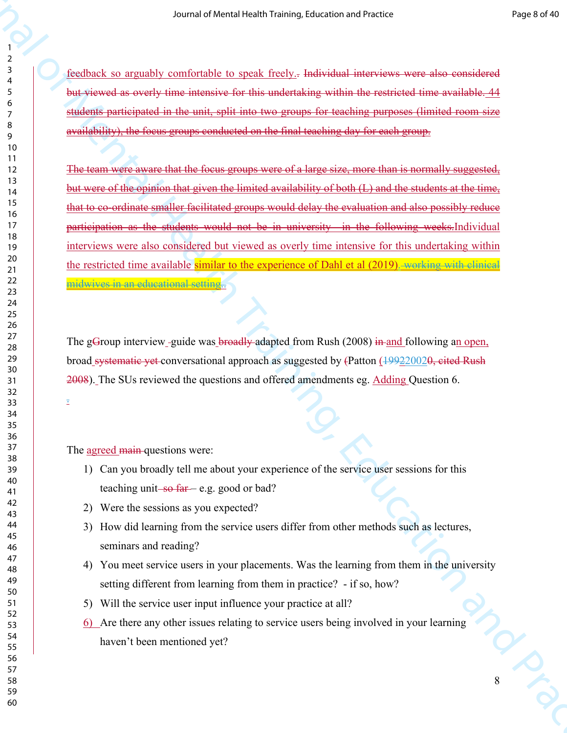feedback so arguably comfortable to speak freely.~~.~~ ~~Individual interviews were also considered but viewed as overly time intensive for this undertaking within the restricted time available. 44 students participated in the unit, split into two groups for teaching purposes (limited room size availability), the focus groups conducted on the final teaching day for each group.~~

~~The team were aware that the focus groups were of a large size, more than is normally suggested, but were of the opinion that given the limited availability of both (L) and the students at the time, that to co-ordinate smaller facilitated groups would delay the evaluation and also possibly reduce participation as the students would not be in university in the following weeks.~~Individual interviews were also considered but viewed as overly time intensive for this undertaking within the restricted time available similar to the experience of Dahl et al (2019).~~ working with clinical midwives in an educational setting.~~.

The g~~G~~roup interview guide was ~~broadly~~ adapted from Rush (2008) ~~in~~ and following an open, broad ~~systematic yet~~ conversational approach as suggested by ~~(~~Patton (~~1992~~2002~~0, cited Rush 2008~~). The SUs reviewed the questions and offered amendments eg. Adding Question 6.

The agreed ~~main~~ questions were:

1) Can you broadly tell me about your experience of the service user sessions for this teaching unit ~~so far~~ – e.g. good or bad?
2) Were the sessions as you expected?
3) How did learning from the service users differ from other methods such as lectures, seminars and reading?
4) You meet service users in your placements. Was the learning from them in the university setting different from learning from them in practice? - if so, how?
5) Will the service user input influence your practice at all?
6) Are there any other issues relating to service users being involved in your learning haven't been mentioned yet?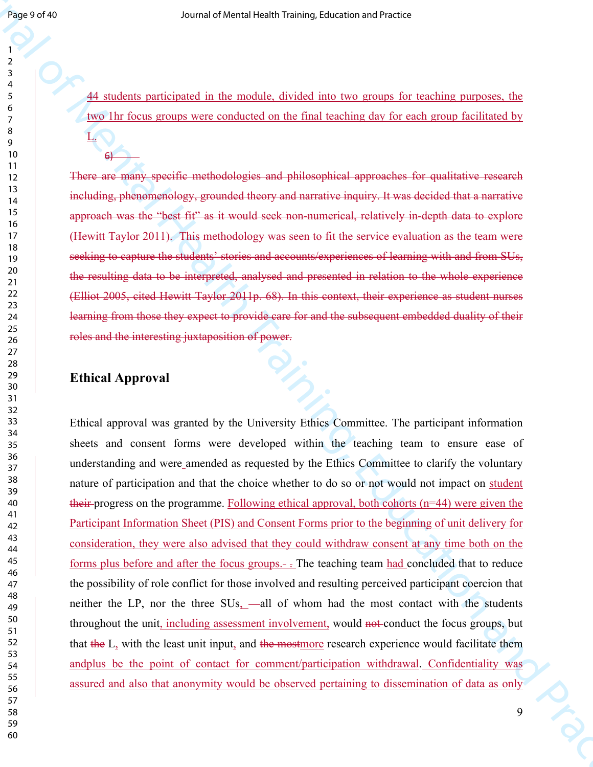44 students participated in the module, divided into two groups for teaching purposes, the two 1hr focus groups were conducted on the final teaching day for each group facilitated by L.

6)

There are many specific methodologies and philosophical approaches for qualitative research including, phenomenology, grounded theory and narrative inquiry. It was decided that a narrative approach was the "best fit" as it would seek non-numerical, relatively in-depth data to explore (Hewitt Taylor 2011). This methodology was seen to fit the service evaluation as the team were seeking to capture the students' stories and accounts/experiences of learning with and from SUs, the resulting data to be interpreted, analysed and presented in relation to the whole experience (Elliot 2005, cited Hewitt Taylor 2011p. 68). In this context, their experience as student nurses learning from those they expect to provide care for and the subsequent embedded duality of their roles and the interesting juxtaposition of power.

## Ethical Approval

Ethical approval was granted by the University Ethics Committee. The participant information sheets and consent forms were developed within the teaching team to ensure ease of understanding and were amended as requested by the Ethics Committee to clarify the voluntary nature of participation and that the choice whether to do so or not would not impact on student their progress on the programme. Following ethical approval, both cohorts (n=44) were given the Participant Information Sheet (PIS) and Consent Forms prior to the beginning of unit delivery for consideration, they were also advised that they could withdraw consent at any time both on the forms plus before and after the focus groups.- . The teaching team had concluded that to reduce the possibility of role conflict for those involved and resulting perceived participant coercion that neither the LP, nor the three SUs, —all of whom had the most contact with the students throughout the unit, including assessment involvement, would not conduct the focus groups, but that the L, with the least unit input, and the mostmore research experience would facilitate them andplus be the point of contact for comment/participation withdrawal. Confidentiality was assured and also that anonymity would be observed pertaining to dissemination of data as only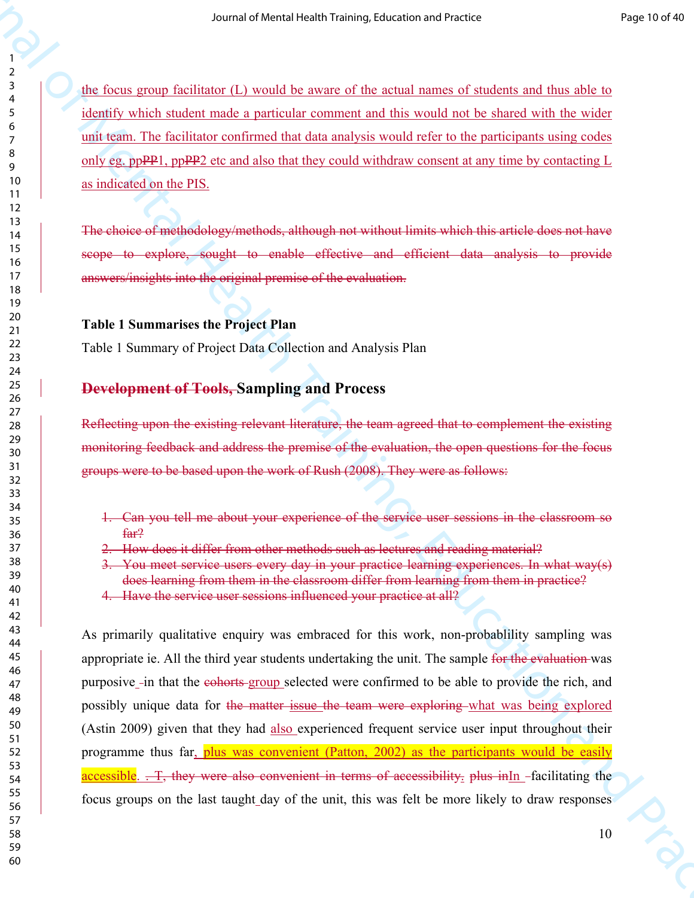the focus group facilitator (L) would be aware of the actual names of students and thus able to identify which student made a particular comment and this would not be shared with the wider unit team. The facilitator confirmed that data analysis would refer to the participants using codes only eg. ppPP1, ppPP2 etc and also that they could withdraw consent at any time by contacting L as indicated on the PIS.

~~The choice of methodology/methods, although not without limits which this article does not have scope to explore, sought to enable effective and efficient data analysis to provide answers/insights into the original premise of the evaluation.~~

**Table 1 Summarises the Project Plan**

Table 1 Summary of Project Data Collection and Analysis Plan

## ~~Development of Tools,~~ Sampling and Process

~~Reflecting upon the existing relevant literature, the team agreed that to complement the existing monitoring feedback and address the premise of the evaluation, the open questions for the focus groups were to be based upon the work of Rush (2008). They were as follows:~~

1. ~~Can you tell me about your experience of the service user sessions in the classroom so far?~~
2. ~~How does it differ from other methods such as lectures and reading material?~~
3. ~~You meet service users every day in your practice learning experiences. In what way(s) does learning from them in the classroom differ from learning from them in practice?~~
4. ~~Have the service user sessions influenced your practice at all?~~

As primarily qualitative enquiry was embraced for this work, non-probability sampling was appropriate ie. All the third year students undertaking the unit. The sample ~~for the evaluation~~ was purposive in that the ~~cohorts~~ group selected were confirmed to be able to provide the rich, and possibly unique data for ~~the matter issue the team were exploring~~ what was being explored (Astin 2009) given that they had also experienced frequent service user input throughout their programme thus far, plus was convenient (Patton, 2002) as the participants would be easily accessible. ~~. T, they were also convenient in terms of accessibility.~~ ~~plus in~~In facilitating the focus groups on the last taught day of the unit, this was felt be more likely to draw responses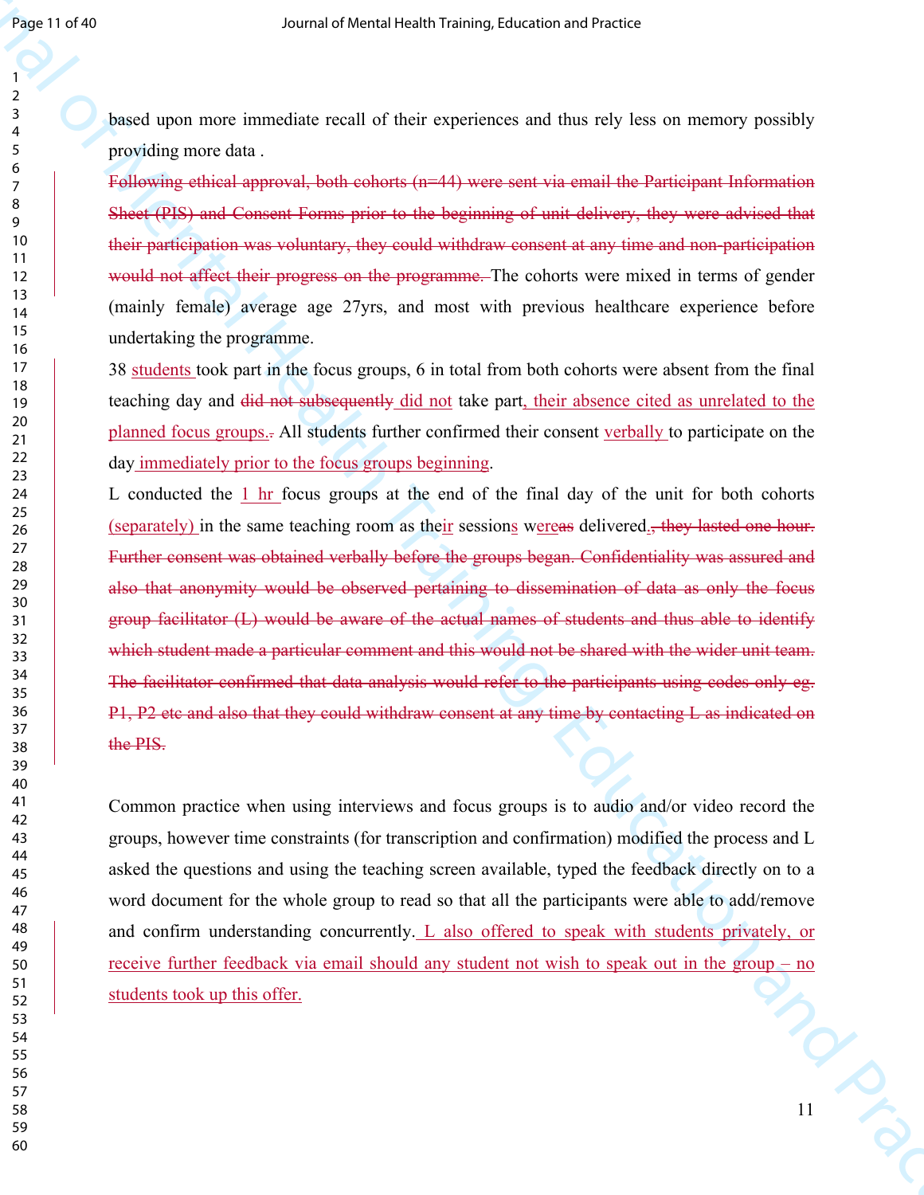based upon more immediate recall of their experiences and thus rely less on memory possibly providing more data .

~~Following ethical approval, both cohorts (n=44) were sent via email the Participant Information Sheet (PIS) and Consent Forms prior to the beginning of unit delivery, they were advised that their participation was voluntary, they could withdraw consent at any time and non-participation would not affect their progress on the programme.~~ The cohorts were mixed in terms of gender (mainly female) average age 27yrs, and most with previous healthcare experience before undertaking the programme.

38 students took part in the focus groups, 6 in total from both cohorts were absent from the final teaching day and ~~did not subsequently~~ did not take part, their absence cited as unrelated to the planned focus groups.~~.~~ All students further confirmed their consent verbally to participate on the day immediately prior to the focus groups beginning.

L conducted the 1 hr focus groups at the end of the final day of the unit for both cohorts (separately) in the same teaching room as their sessions were~~as~~ delivered.~~, they lasted one hour. Further consent was obtained verbally before the groups began. Confidentiality was assured and also that anonymity would be observed pertaining to dissemination of data as only the focus group facilitator (L) would be aware of the actual names of students and thus able to identify which student made a particular comment and this would not be shared with the wider unit team. The facilitator confirmed that data analysis would refer to the participants using codes only eg. P1, P2 etc and also that they could withdraw consent at any time by contacting L as indicated on the PIS.~~

Common practice when using interviews and focus groups is to audio and/or video record the groups, however time constraints (for transcription and confirmation) modified the process and L asked the questions and using the teaching screen available, typed the feedback directly on to a word document for the whole group to read so that all the participants were able to add/remove and confirm understanding concurrently. L also offered to speak with students privately, or receive further feedback via email should any student not wish to speak out in the group – no students took up this offer.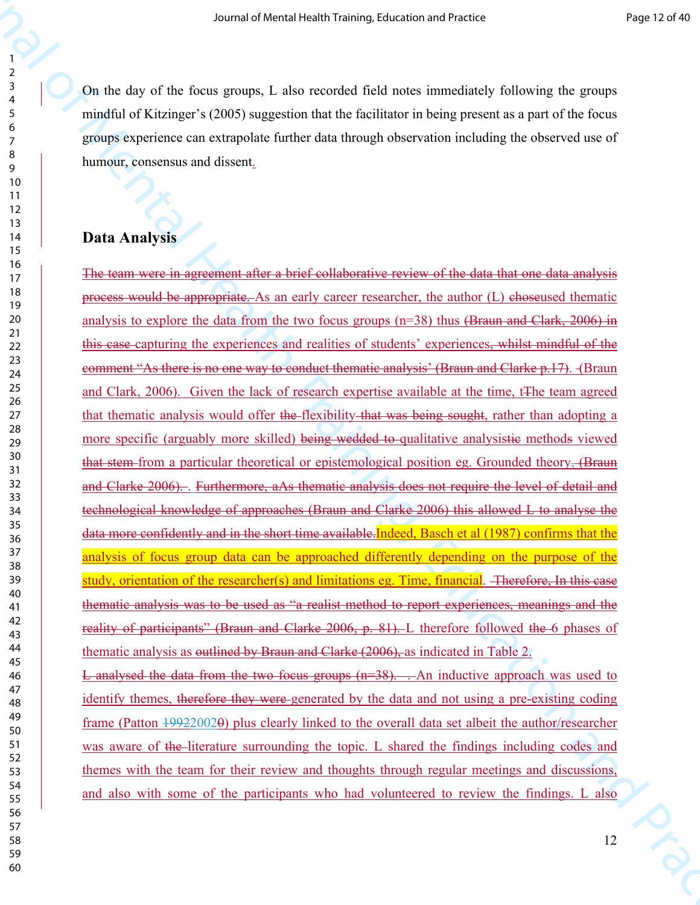On the day of the focus groups, L also recorded field notes immediately following the groups mindful of Kitzinger's (2005) suggestion that the facilitator in being present as a part of the focus groups experience can extrapolate further data through observation including the observed use of humour, consensus and dissent.

## Data Analysis

~~The team were in agreement after a brief collaborative review of the data that one data analysis process would be appropriate.~~ As an early career researcher, the author (L) ~~chose~~used thematic analysis to explore the data from the two focus groups (n=38) thus ~~(Braun and Clark, 2006) in this case~~ capturing the experiences and realities of students' experiences~~, whilst mindful of the comment "As there is no one way to conduct thematic analysis' (Braun and Clarke p.17).~~ (Braun and Clark, 2006). Given the lack of research expertise available at the time, t~~T~~he team agreed that thematic analysis would offer ~~the~~ flexibility~~ that was being sought~~, rather than adopting a more specific (arguably more skilled) ~~being wedded to~~ qualitative analysis~~tic~~ methods viewed ~~that stem~~ from a particular theoretical or epistemological position eg. Grounded theory~~, (Braun and Clarke 2006).~~ . ~~Furthermore, aAs thematic analysis does not require the level of detail and technological knowledge of approaches (Braun and Clarke 2006) this allowed L to analyse the data more confidently and in the short time available.~~Indeed, Basch et al (1987) confirms that the analysis of focus group data can be approached differently depending on the purpose of the study, orientation of the researcher(s) and limitations eg. Time, financial. ~~Therefore, In this case thematic analysis was to be used as "a realist method to report experiences, meanings and the reality of participants" (Braun and Clarke 2006, p. 81).~~ L therefore followed ~~the~~ 6 phases of thematic analysis as ~~outlined by Braun and Clarke (2006),~~ as indicated in Table 2.

~~L analysed the data from the two focus groups (n=38).~~ . An inductive approach was used to identify themes, ~~therefore they were~~ generated by the data and not using a pre-existing coding frame (Patton ~~1992~~2002~~0~~) plus clearly linked to the overall data set albeit the author/researcher was aware of ~~the~~ literature surrounding the topic. L shared the findings including codes and themes with the team for their review and thoughts through regular meetings and discussions, and also with some of the participants who had volunteered to review the findings. L also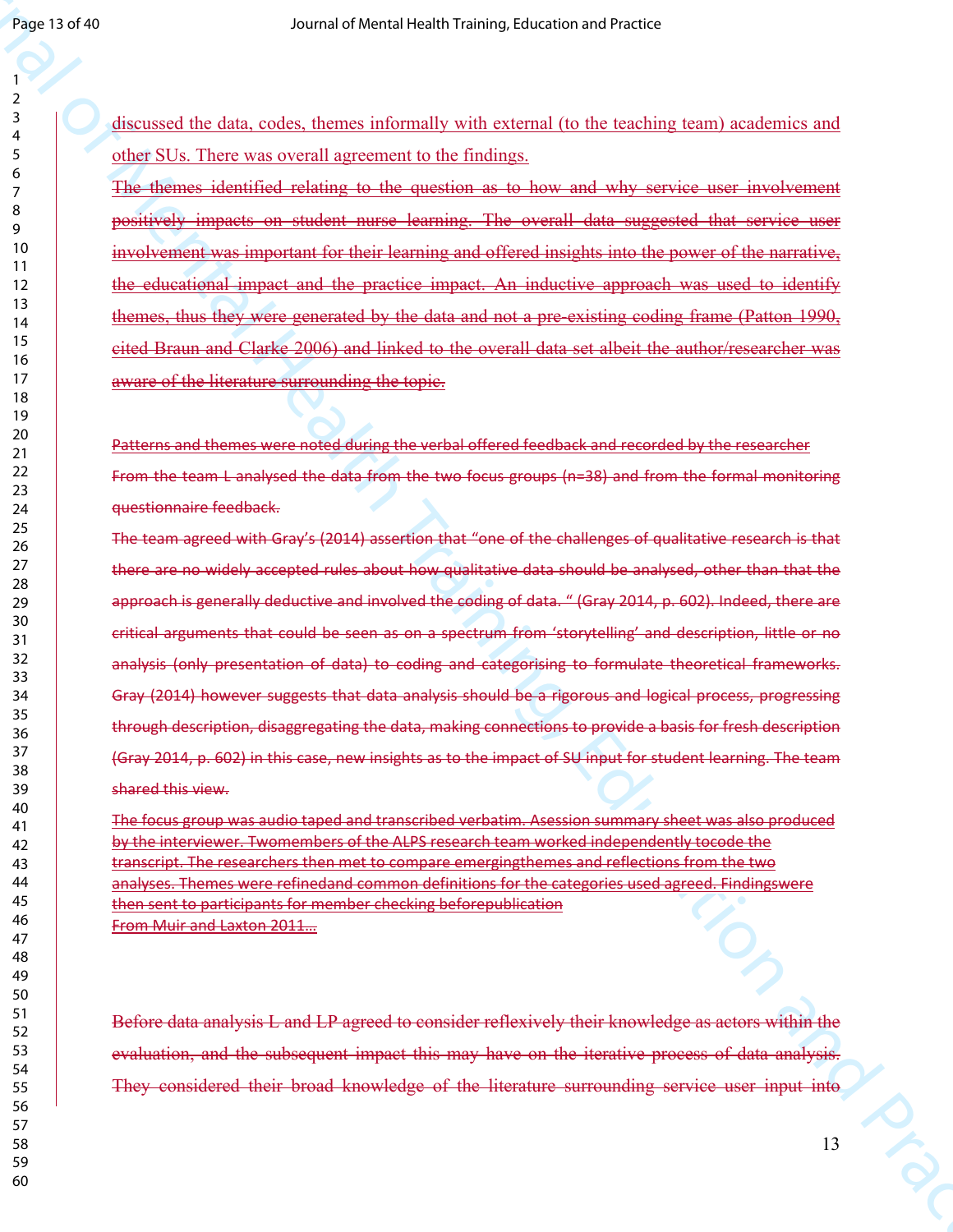discussed the data, codes, themes informally with external (to the teaching team) academics and other SUs. There was overall agreement to the findings.

~~The themes identified relating to the question as to how and why service user involvement positively impacts on student nurse learning. The overall data suggested that service user involvement was important for their learning and offered insights into the power of the narrative, the educational impact and the practice impact. An inductive approach was used to identify themes, thus they were generated by the data and not a pre-existing coding frame (Patton 1990, cited Braun and Clarke 2006) and linked to the overall data set albeit the author/researcher was aware of the literature surrounding the topic.~~

~~Patterns and themes were noted during the verbal offered feedback and recorded by the researcher~~

~~From the team L analysed the data from the two focus groups (n=38) and from the formal monitoring questionnaire feedback.~~

~~The team agreed with Gray's (2014) assertion that "one of the challenges of qualitative research is that there are no widely accepted rules about how qualitative data should be analysed, other than that the approach is generally deductive and involved the coding of data. " (Gray 2014, p. 602). Indeed, there are critical arguments that could be seen as on a spectrum from 'storytelling' and description, little or no analysis (only presentation of data) to coding and categorising to formulate theoretical frameworks. Gray (2014) however suggests that data analysis should be a rigorous and logical process, progressing through description, disaggregating the data, making connections to provide a basis for fresh description (Gray 2014, p. 602) in this case, new insights as to the impact of SU input for student learning. The team shared this view.~~

~~The focus group was audio taped and transcribed verbatim. Asession summary sheet was also produced by the interviewer. Twomembers of the ALPS research team worked independently tocode the transcript. The researchers then met to compare emergingthemes and reflections from the two analyses. Themes were refinedand common definitions for the categories used agreed. Findingswere then sent to participants for member checking beforepublication~~

~~From Muir and Laxton 2011...~~

~~Before data analysis L and LP agreed to consider reflexively their knowledge as actors within the evaluation, and the subsequent impact this may have on the iterative process of data analysis. They considered their broad knowledge of the literature surrounding service user input into~~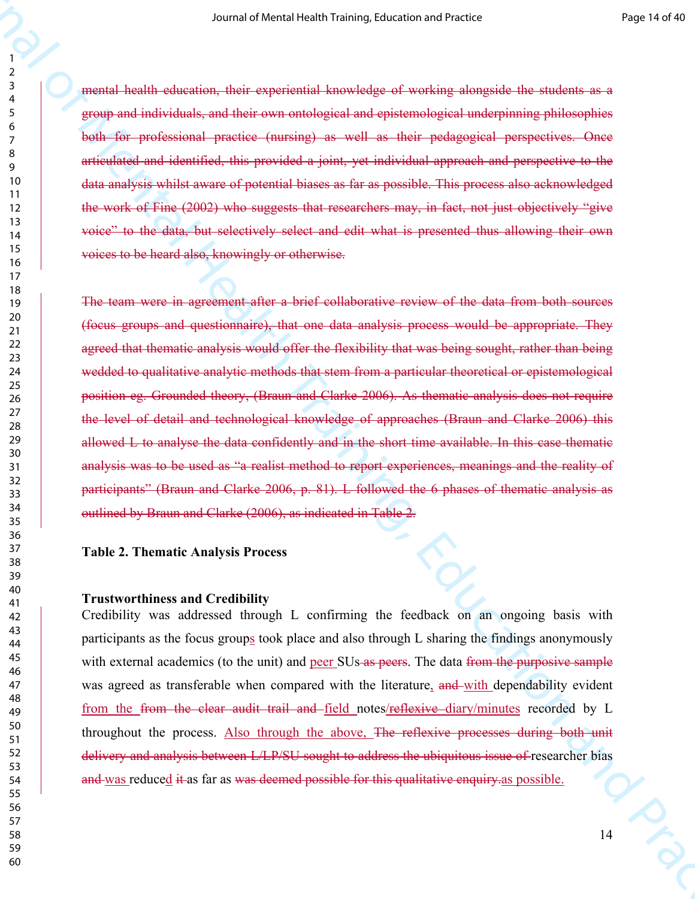~~mental health education, their experiential knowledge of working alongside the students as a group and individuals, and their own ontological and epistemological underpinning philosophies both for professional practice (nursing) as well as their pedagogical perspectives. Once articulated and identified, this provided a joint, yet individual approach and perspective to the data analysis whilst aware of potential biases as far as possible. This process also acknowledged the work of Fine (2002) who suggests that researchers may, in fact, not just objectively "give voice" to the data, but selectively select and edit what is presented thus allowing their own voices to be heard also, knowingly or otherwise.~~

~~The team were in agreement after a brief collaborative review of the data from both sources (focus groups and questionnaire), that one data analysis process would be appropriate. They agreed that thematic analysis would offer the flexibility that was being sought, rather than being wedded to qualitative analytic methods that stem from a particular theoretical or epistemological position eg. Grounded theory, (Braun and Clarke 2006). As thematic analysis does not require the level of detail and technological knowledge of approaches (Braun and Clarke 2006) this allowed L to analyse the data confidently and in the short time available. In this case thematic analysis was to be used as "a realist method to report experiences, meanings and the reality of participants" (Braun and Clarke 2006, p. 81). L followed the 6 phases of thematic analysis as outlined by Braun and Clarke (2006), as indicated in Table 2.~~

**Table 2. Thematic Analysis Process**

**Trustworthiness and Credibility**

Credibility was addressed through L confirming the feedback on an ongoing basis with participants as the focus groups took place and also through L sharing the findings anonymously with external academics (to the unit) and peer SUs ~~as peers~~. The data ~~from the purposive sample~~ was agreed as transferable when compared with the literature, ~~and~~ with dependability evident from the ~~from the clear audit trail and~~ field notes/~~reflexive~~ diary/minutes recorded by L throughout the process. Also through the above, ~~The reflexive processes during both unit delivery and analysis between L/LP/SU sought to address the ubiquitous issue of~~ researcher bias ~~and~~ was reduced ~~it~~ as far as ~~was deemed possible for this qualitative enquiry.~~ as possible.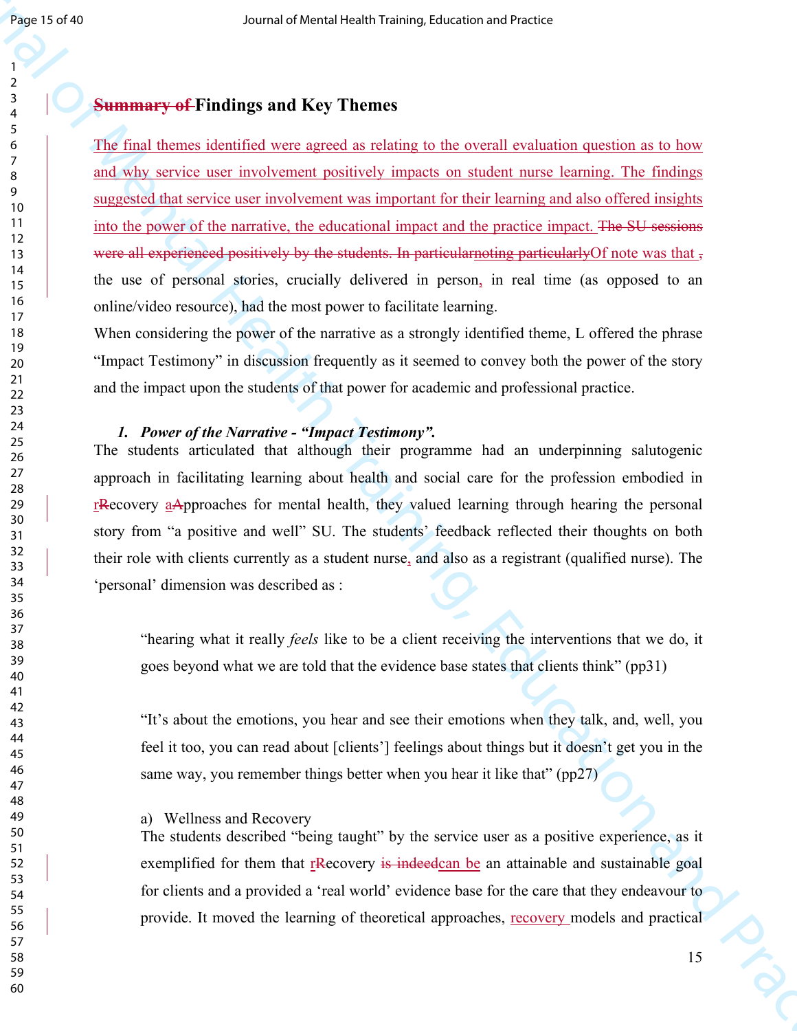## Summary of Findings and Key Themes

The final themes identified were agreed as relating to the overall evaluation question as to how and why service user involvement positively impacts on student nurse learning. The findings suggested that service user involvement was important for their learning and also offered insights into the power of the narrative, the educational impact and the practice impact. The SU sessions were all experienced positively by the students. In particularnoting particularlyOf note was that , the use of personal stories, crucially delivered in person, in real time (as opposed to an online/video resource), had the most power to facilitate learning.

When considering the power of the narrative as a strongly identified theme, L offered the phrase "Impact Testimony" in discussion frequently as it seemed to convey both the power of the story and the impact upon the students of that power for academic and professional practice.

### 1. *Power of the Narrative - "Impact Testimony".*

The students articulated that although their programme had an underpinning salutogenic approach in facilitating learning about health and social care for the profession embodied in rRecovery aApproaches for mental health, they valued learning through hearing the personal story from "a positive and well" SU. The students' feedback reflected their thoughts on both their role with clients currently as a student nurse, and also as a registrant (qualified nurse). The 'personal' dimension was described as :

> "hearing what it really *feels* like to be a client receiving the interventions that we do, it goes beyond what we are told that the evidence base states that clients think" (pp31)

> "It's about the emotions, you hear and see their emotions when they talk, and, well, you feel it too, you can read about [clients'] feelings about things but it doesn't get you in the same way, you remember things better when you hear it like that" (pp27)

a) Wellness and Recovery

The students described "being taught" by the service user as a positive experience, as it exemplified for them that rRecovery is indeedcan be an attainable and sustainable goal for clients and a provided a 'real world' evidence base for the care that they endeavour to provide. It moved the learning of theoretical approaches, recovery models and practical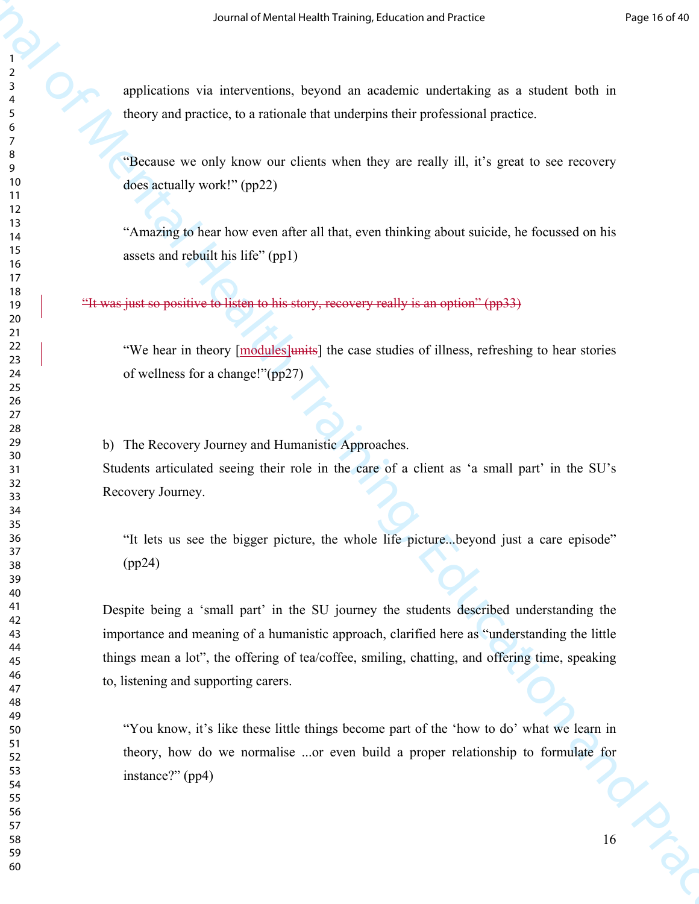applications via interventions, beyond an academic undertaking as a student both in theory and practice, to a rationale that underpins their professional practice.

> "Because we only know our clients when they are really ill, it's great to see recovery does actually work!" (pp22)

> "Amazing to hear how even after all that, even thinking about suicide, he focussed on his assets and rebuilt his life" (pp1)

~~"It was just so positive to listen to his story, recovery really is an option" (pp33)~~

> "We hear in theory [modules]~~units~~] the case studies of illness, refreshing to hear stories of wellness for a change!"(pp27)

b) The Recovery Journey and Humanistic Approaches.

Students articulated seeing their role in the care of a client as 'a small part' in the SU's Recovery Journey.

> "It lets us see the bigger picture, the whole life picture...beyond just a care episode" (pp24)

Despite being a 'small part' in the SU journey the students described understanding the importance and meaning of a humanistic approach, clarified here as "understanding the little things mean a lot", the offering of tea/coffee, smiling, chatting, and offering time, speaking to, listening and supporting carers.

> "You know, it's like these little things become part of the 'how to do' what we learn in theory, how do we normalise ...or even build a proper relationship to formulate for instance?" (pp4)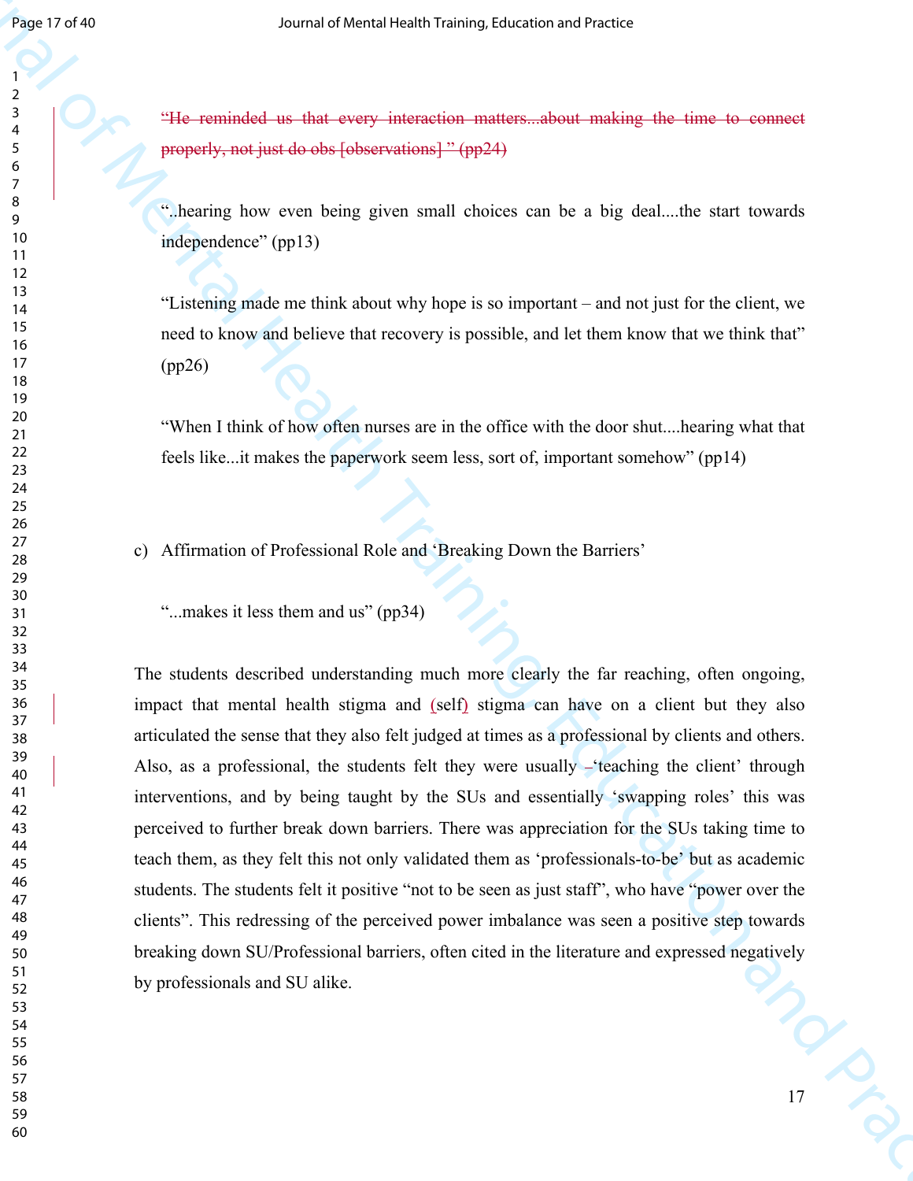~~"He reminded us that every interaction matters...about making the time to connect properly, not just do obs [observations] " (pp24)~~

"..hearing how even being given small choices can be a big deal....the start towards independence" (pp13)

"Listening made me think about why hope is so important – and not just for the client, we need to know and believe that recovery is possible, and let them know that we think that" (pp26)

"When I think of how often nurses are in the office with the door shut....hearing what that feels like...it makes the paperwork seem less, sort of, important somehow" (pp14)

c) Affirmation of Professional Role and 'Breaking Down the Barriers'

"...makes it less them and us" (pp34)

The students described understanding much more clearly the far reaching, often ongoing, impact that mental health stigma and (self) stigma can have on a client but they also articulated the sense that they also felt judged at times as a professional by clients and others. Also, as a professional, the students felt they were usually –'teaching the client' through interventions, and by being taught by the SUs and essentially 'swapping roles' this was perceived to further break down barriers. There was appreciation for the SUs taking time to teach them, as they felt this not only validated them as 'professionals-to-be' but as academic students. The students felt it positive "not to be seen as just staff", who have "power over the clients". This redressing of the perceived power imbalance was seen a positive step towards breaking down SU/Professional barriers, often cited in the literature and expressed negatively by professionals and SU alike.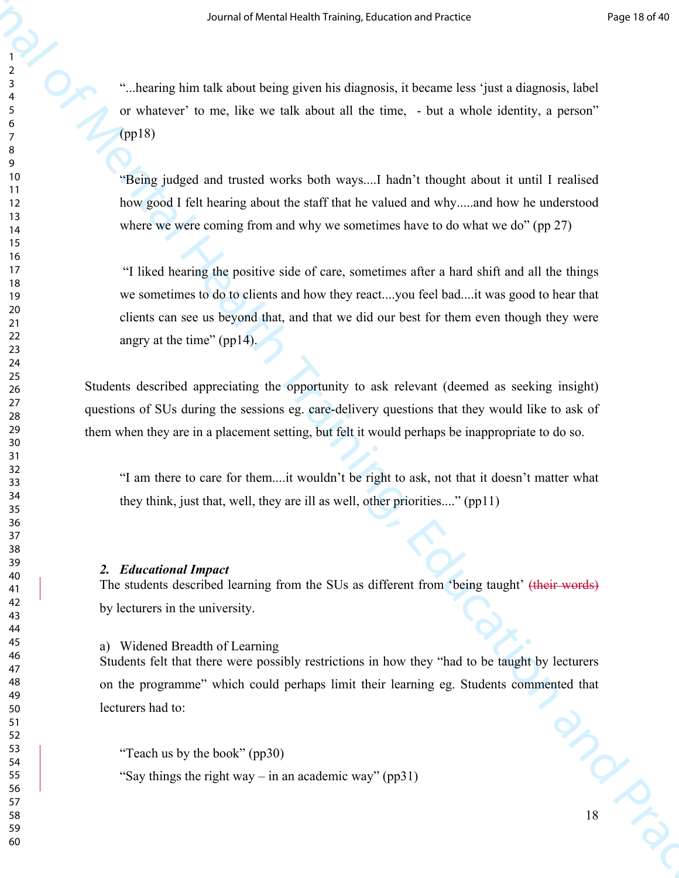"...hearing him talk about being given his diagnosis, it became less 'just a diagnosis, label or whatever' to me, like we talk about all the time, - but a whole identity, a person" (pp18)

"Being judged and trusted works both ways....I hadn't thought about it until I realised how good I felt hearing about the staff that he valued and why.....and how he understood where we were coming from and why we sometimes have to do what we do" (pp 27)

"I liked hearing the positive side of care, sometimes after a hard shift and all the things we sometimes to do to clients and how they react....you feel bad....it was good to hear that clients can see us beyond that, and that we did our best for them even though they were angry at the time" (pp14).

Students described appreciating the opportunity to ask relevant (deemed as seeking insight) questions of SUs during the sessions eg. care-delivery questions that they would like to ask of them when they are in a placement setting, but felt it would perhaps be inappropriate to do so.

"I am there to care for them....it wouldn't be right to ask, not that it doesn't matter what they think, just that, well, they are ill as well, other priorities...." (pp11)

### 2. *Educational Impact*

The students described learning from the SUs as different from 'being taught' ~~(their words)~~ by lecturers in the university.

a) Widened Breadth of Learning

Students felt that there were possibly restrictions in how they "had to be taught by lecturers on the programme" which could perhaps limit their learning eg. Students commented that lecturers had to:

"Teach us by the book" (pp30)

"Say things the right way – in an academic way" (pp31)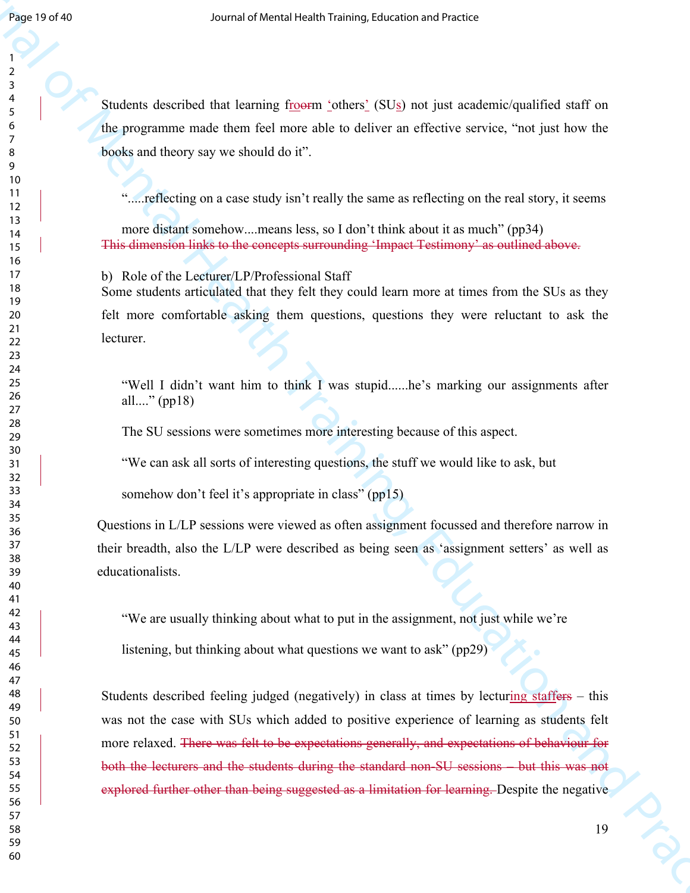Students described that learning froorm 'others' (SUs) not just academic/qualified staff on the programme made them feel more able to deliver an effective service, "not just how the books and theory say we should do it".

> ".....reflecting on a case study isn't really the same as reflecting on the real story, it seems more distant somehow....means less, so I don't think about it as much" (pp34)

~~This dimension links to the concepts surrounding 'Impact Testimony' as outlined above.~~

b) Role of the Lecturer/LP/Professional Staff

Some students articulated that they felt they could learn more at times from the SUs as they felt more comfortable asking them questions, questions they were reluctant to ask the lecturer.

> "Well I didn't want him to think I was stupid......he's marking our assignments after all...." (pp18)

The SU sessions were sometimes more interesting because of this aspect.

> "We can ask all sorts of interesting questions, the stuff we would like to ask, but somehow don't feel it's appropriate in class" (pp15)

Questions in L/LP sessions were viewed as often assignment focussed and therefore narrow in their breadth, also the L/LP were described as being seen as 'assignment setters' as well as educationalists.

> "We are usually thinking about what to put in the assignment, not just while we're listening, but thinking about what questions we want to ask" (pp29)

Students described feeling judged (negatively) in class at times by lecturing staffers – this was not the case with SUs which added to positive experience of learning as students felt more relaxed. ~~There was felt to be expectations generally, and expectations of behaviour for both the lecturers and the students during the standard non-SU sessions – but this was not explored further other than being suggested as a limitation for learning.~~ Despite the negative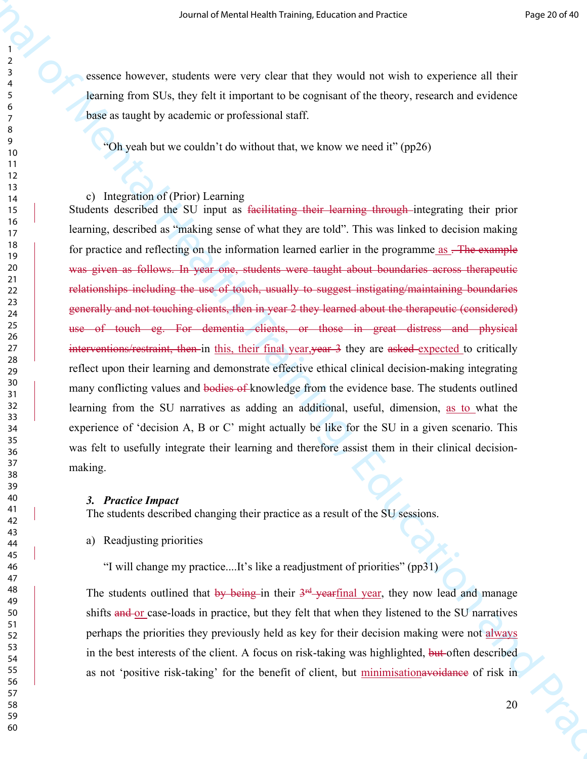essence however, students were very clear that they would not wish to experience all their learning from SUs, they felt it important to be cognisant of the theory, research and evidence base as taught by academic or professional staff.

> "Oh yeah but we couldn't do without that, we know we need it" (pp26)

c) Integration of (Prior) Learning

Students described the SU input as ~~facilitating their learning through~~ integrating their prior learning, described as "making sense of what they are told". This was linked to decision making for practice and reflecting on the information learned earlier in the programme as ~~. The example was given as follows. In year one, students were taught about boundaries across therapeutic relationships including the use of touch, usually to suggest instigating/maintaining boundaries generally and not touching clients, then in year 2 they learned about the therapeutic (considered) use of touch eg. For dementia clients, or those in great distress and physical interventions/restraint, then~~ in this, their final year, ~~year 3~~ they are ~~asked~~ expected to critically reflect upon their learning and demonstrate effective ethical clinical decision-making integrating many conflicting values and ~~bodies of~~ knowledge from the evidence base. The students outlined learning from the SU narratives as adding an additional, useful, dimension, as to what the experience of 'decision A, B or C' might actually be like for the SU in a given scenario. This was felt to usefully integrate their learning and therefore assist them in their clinical decision-making.

### 3. *Practice Impact*

The students described changing their practice as a result of the SU sessions.

a) Readjusting priorities

> "I will change my practice....It's like a readjustment of priorities" (pp31)

The students outlined that ~~by being~~ in their ~~3rd year~~ final year, they now lead and manage shifts ~~and~~ or case-loads in practice, but they felt that when they listened to the SU narratives perhaps the priorities they previously held as key for their decision making were not always in the best interests of the client. A focus on risk-taking was highlighted, ~~but~~ often described as not 'positive risk-taking' for the benefit of client, but minimisation~~avoidance~~ of risk in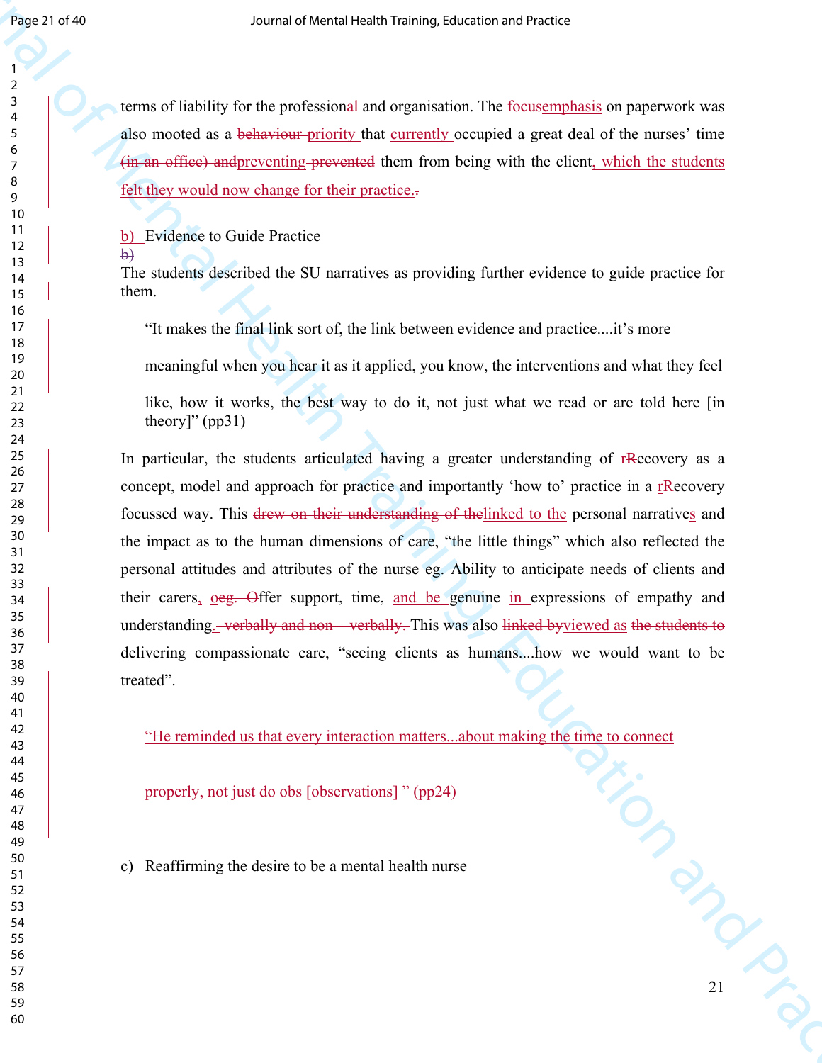terms of liability for the profession~~al~~ and organisation. The ~~focus~~emphasis on paperwork was also mooted as a ~~behaviour~~ priority that currently occupied a great deal of the nurses' time ~~(in an office) and~~preventing ~~prevented~~ them from being with the client, which the students felt they would now change for their practice.~~.~~

b) Evidence to Guide Practice
~~b)~~

The students described the SU narratives as providing further evidence to guide practice for them.

> "It makes the final link sort of, the link between evidence and practice....it's more meaningful when you hear it as it applied, you know, the interventions and what they feel like, how it works, the best way to do it, not just what we read or are told here [in theory]" (pp31)

In particular, the students articulated having a greater understanding of r~~R~~ecovery as a concept, model and approach for practice and importantly 'how to' practice in a r~~R~~ecovery focussed way. This ~~drew on their understanding of the~~linked to the personal narratives and the impact as to the human dimensions of care, "the little things" which also reflected the personal attitudes and attributes of the nurse eg. Ability to anticipate needs of clients and their carers, o~~eg. O~~ffer support, time, and be genuine in expressions of empathy and understanding.~~. verbally and non – verbally.~~ This was also ~~linked by~~viewed as ~~the students to~~ delivering compassionate care, "seeing clients as humans....how we would want to be treated".

> "He reminded us that every interaction matters...about making the time to connect properly, not just do obs [observations] " (pp24)

c) Reaffirming the desire to be a mental health nurse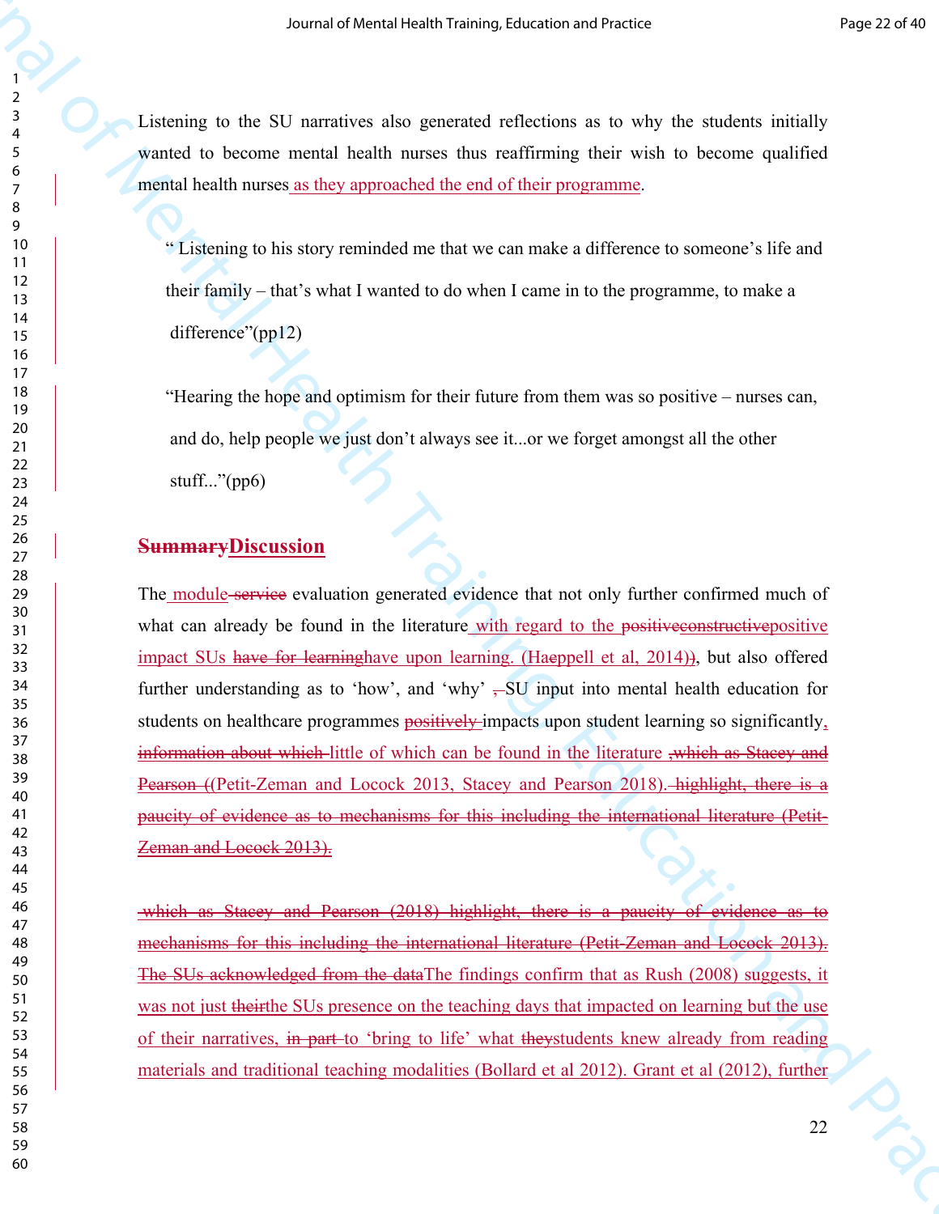Listening to the SU narratives also generated reflections as to why the students initially wanted to become mental health nurses thus reaffirming their wish to become qualified mental health nurses as they approached the end of their programme.

> " Listening to his story reminded me that we can make a difference to someone's life and their family – that's what I wanted to do when I came in to the programme, to make a difference"(pp12)

> "Hearing the hope and optimism for their future from them was so positive – nurses can, and do, help people we just don't always see it...or we forget amongst all the other stuff..."(pp6)

## ~~Summary~~Discussion

The module ~~service~~ evaluation generated evidence that not only further confirmed much of what can already be found in the literature with regard to the ~~positive~~~~constructive~~positive impact SUs ~~have for learning~~have upon learning. (Haeppell et al, 2014)~~)~~, but also offered further understanding as to 'how', and 'why' ~~,~~ SU input into mental health education for students on healthcare programmes ~~positively~~ impacts upon student learning so significantly~~,~~ ~~information about which~~ little of which can be found in the literature ~~,which as Stacey and Pearson (~~(Petit-Zeman and Locock 2013, Stacey and Pearson 2018). ~~highlight, there is a paucity of evidence as to mechanisms for this including the international literature (Petit-Zeman and Locock 2013).~~

~~which as Stacey and Pearson (2018) highlight, there is a paucity of evidence as to mechanisms for this including the international literature (Petit-Zeman and Locock 2013). The SUs acknowledged from the data~~The findings confirm that as Rush (2008) suggests, it was not just ~~their~~the SUs presence on the teaching days that impacted on learning but the use of their narratives, ~~in part~~ to 'bring to life' what ~~they~~students knew already from reading materials and traditional teaching modalities (Bollard et al 2012). Grant et al (2012), further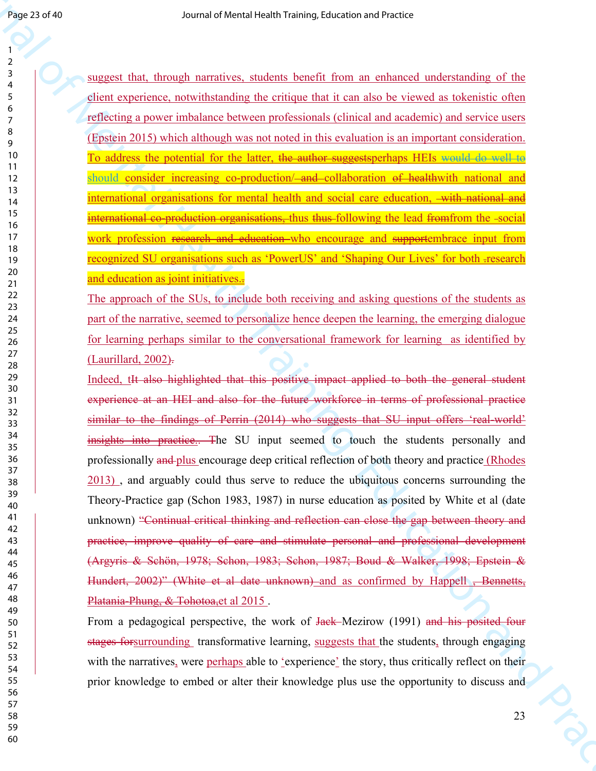suggest that, through narratives, students benefit from an enhanced understanding of the client experience, notwithstanding the critique that it can also be viewed as tokenistic often reflecting a power imbalance between professionals (clinical and academic) and service users (Epstein 2015) which although was not noted in this evaluation is an important consideration. To address the potential for the latter, ~~the author suggests~~perhaps HEIs ~~would do well to~~ should consider increasing co-production/~~ and~~ collaboration ~~of health~~with national and international organisations for mental health and social care education, ~~with national and international co-production organisations,~~ thus ~~thus~~ following the lead ~~from~~from the social work profession ~~research and education~~ who encourage and ~~support~~embrace input from recognized SU organisations such as 'PowerUS' and 'Shaping Our Lives' for both ~~.~~research and education as joint initiatives.~~.~~

The approach of the SUs, to include both receiving and asking questions of the students as part of the narrative, seemed to personalize hence deepen the learning, the emerging dialogue for learning perhaps similar to the conversational framework for learning as identified by (Laurillard, 2002)~~.~~

Indeed, t~~It also highlighted that this positive impact applied to both the general student experience at an HEI and also for the future workforce in terms of professional practice similar to the findings of Perrin (2014) who suggests that SU input offers 'real-world' insights into practice.~~. ~~T~~he SU input seemed to touch the students personally and professionally ~~and~~ plus encourage deep critical reflection of both theory and practice (Rhodes 2013) , and arguably could thus serve to reduce the ubiquitous concerns surrounding the Theory-Practice gap (Schon 1983, 1987) in nurse education as posited by White et al (date unknown) ~~"Continual critical thinking and reflection can close the gap between theory and practice, improve quality of care and stimulate personal and professional development (Argyris & Schön, 1978; Schon, 1983; Schon, 1987; Boud & Walker, 1998; Epstein & Hundert, 2002)" (White et al date unknown)~~ and as confirmed by Happell ~~, Bennetts, Platania-Phung, & Tohotoa,~~et al 2015 .

From a pedagogical perspective, the work of ~~Jack~~ Mezirow (1991) ~~and his posited four stages for~~surrounding transformative learning, suggests that the students, through engaging with the narratives, were perhaps able to 'experience' the story, thus critically reflect on their prior knowledge to embed or alter their knowledge plus use the opportunity to discuss and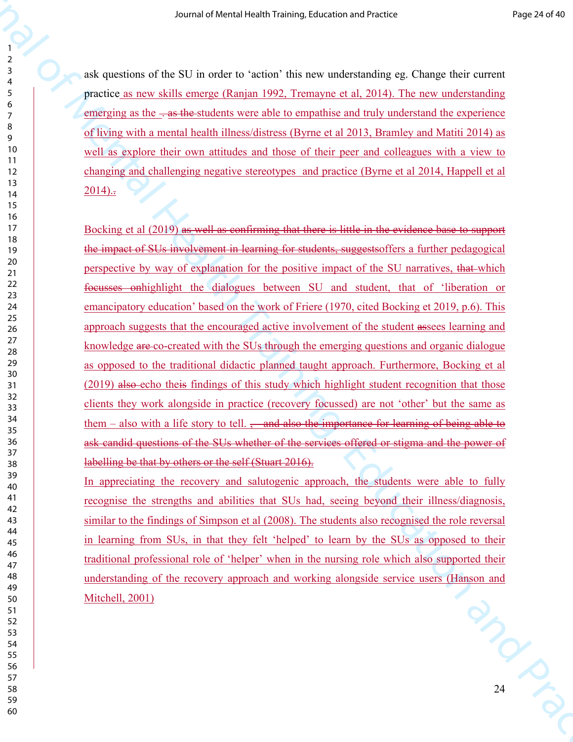ask questions of the SU in order to 'action' this new understanding eg. Change their current practice as new skills emerge (Ranjan 1992, Tremayne et al, 2014). The new understanding emerging as the . as the students were able to empathise and truly understand the experience of living with a mental health illness/distress (Byrne et al 2013, Bramley and Matiti 2014) as well as explore their own attitudes and those of their peer and colleagues with a view to changing and challenging negative stereotypes and practice (Byrne et al 2014, Happell et al 2014)..

Bocking et al (2019) as well as confirming that there is little in the evidence base to support the impact of SUs involvement in learning for students, suggestsoffers a further pedagogical perspective by way of explanation for the positive impact of the SU narratives, that which focusses onhighlight the dialogues between SU and student, that of 'liberation or emancipatory education' based on the work of Friere (1970, cited Bocking et 2019, p.6). This approach suggests that the encouraged active involvement of the student assees learning and knowledge are co-created with the SUs through the emerging questions and organic dialogue as opposed to the traditional didactic planned taught approach. Furthermore, Bocking et al (2019) also echo theis findings of this study which highlight student recognition that those clients they work alongside in practice (recovery focussed) are not 'other' but the same as them – also with a life story to tell. , and also the importance for learning of being able to ask candid questions of the SUs whether of the services offered or stigma and the power of labelling be that by others or the self (Stuart 2016).

In appreciating the recovery and salutogenic approach, the students were able to fully recognise the strengths and abilities that SUs had, seeing beyond their illness/diagnosis, similar to the findings of Simpson et al (2008). The students also recognised the role reversal in learning from SUs, in that they felt 'helped' to learn by the SUs as opposed to their traditional professional role of 'helper' when in the nursing role which also supported their understanding of the recovery approach and working alongside service users (Hanson and Mitchell, 2001)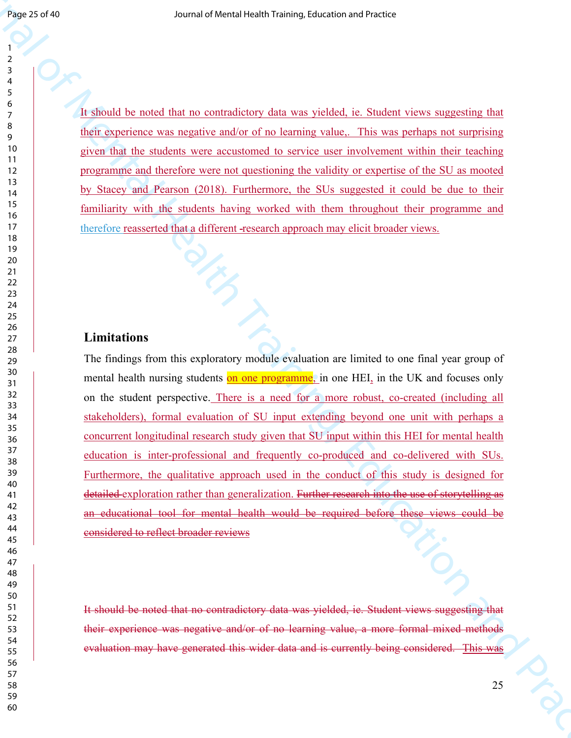It should be noted that no contradictory data was yielded, ie. Student views suggesting that their experience was negative and/or of no learning value,. This was perhaps not surprising given that the students were accustomed to service user involvement within their teaching programme and therefore were not questioning the validity or expertise of the SU as mooted by Stacey and Pearson (2018). Furthermore, the SUs suggested it could be due to their familiarity with the students having worked with them throughout their programme and therefore reasserted that a different -research approach may elicit broader views.

## Limitations

The findings from this exploratory module evaluation are limited to one final year group of mental health nursing students on one programme, in one HEI, in the UK and focuses only on the student perspective. There is a need for a more robust, co-created (including all stakeholders), formal evaluation of SU input extending beyond one unit with perhaps a concurrent longitudinal research study given that SU input within this HEI for mental health education is inter-professional and frequently co-produced and co-delivered with SUs. Furthermore, the qualitative approach used in the conduct of this study is designed for ~~detailed~~ exploration rather than generalization. ~~Further research into the use of storytelling as an educational tool for mental health would be required before these views could be considered to reflect broader reviews~~

~~It should be noted that no contradictory data was yielded, ie. Student views suggesting that their experience was negative and/or of no learning value, a more formal mixed methods evaluation may have generated this wider data and is currently being considered. This was~~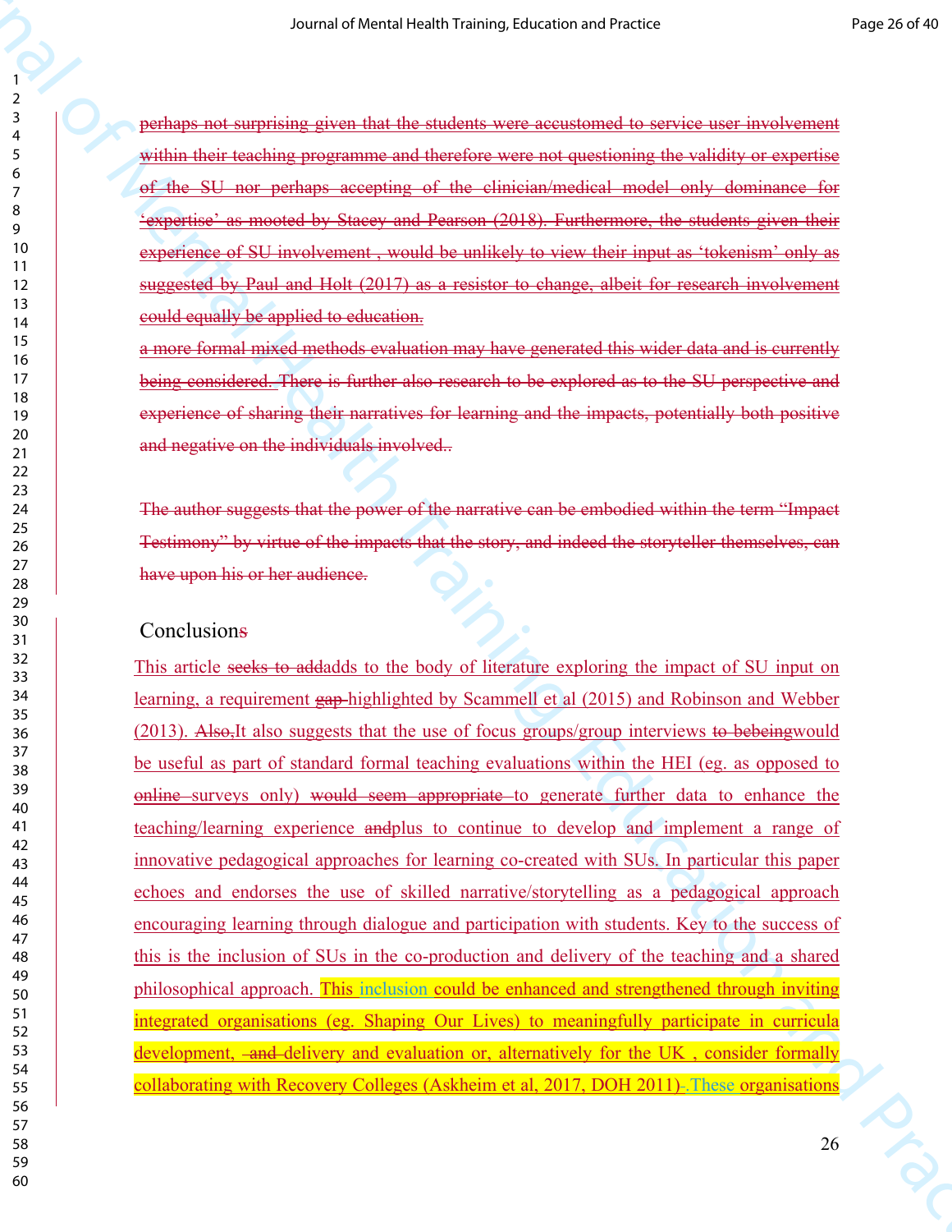~~perhaps not surprising given that the students were accustomed to service user involvement within their teaching programme and therefore were not questioning the validity or expertise of the SU nor perhaps accepting of the clinician/medical model only dominance for 'expertise' as mooted by Stacey and Pearson (2018). Furthermore, the students given their experience of SU involvement , would be unlikely to view their input as 'tokenism' only as suggested by Paul and Holt (2017) as a resistor to change, albeit for research involvement could equally be applied to education.~~

~~a more formal mixed methods evaluation may have generated this wider data and is currently being considered. There is further also research to be explored as to the SU perspective and experience of sharing their narratives for learning and the impacts, potentially both positive and negative on the individuals involved..~~

~~The author suggests that the power of the narrative can be embodied within the term "Impact Testimony" by virtue of the impacts that the story, and indeed the storyteller themselves, can have upon his or her audience.~~

## Conclusion~~s~~

This article ~~seeks to add~~adds to the body of literature exploring the impact of SU input on learning, a requirement ~~gap~~ highlighted by Scammell et al (2015) and Robinson and Webber (2013). ~~Also,~~It also suggests that the use of focus groups/group interviews ~~to be~~beingwould be useful as part of standard formal teaching evaluations within the HEI (eg. as opposed to ~~online~~ surveys only) ~~would seem appropriate~~ to generate further data to enhance the teaching/learning experience ~~and~~plus to continue to develop and implement a range of innovative pedagogical approaches for learning co-created with SUs. In particular this paper echoes and endorses the use of skilled narrative/storytelling as a pedagogical approach encouraging learning through dialogue and participation with students. Key to the success of this is the inclusion of SUs in the co-production and delivery of the teaching and a shared philosophical approach. This inclusion could be enhanced and strengthened through inviting integrated organisations (eg. Shaping Our Lives) to meaningfully participate in curricula development, ~~and~~ delivery and evaluation or, alternatively for the UK , consider formally collaborating with Recovery Colleges (Askheim et al, 2017, DOH 2011)~~-~~.These organisations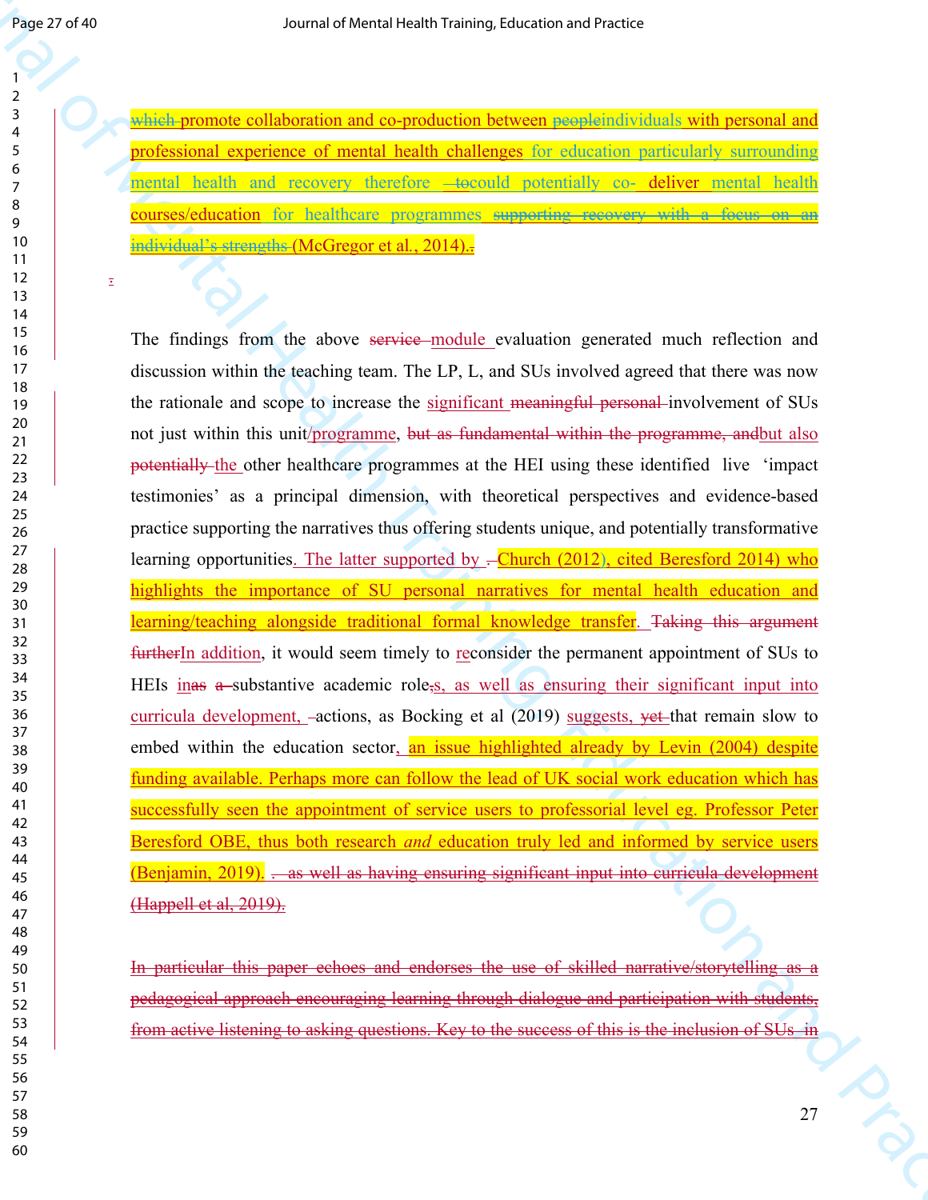~~which~~ promote collaboration and co-production between ~~people~~individuals with personal and professional experience of mental health challenges for education particularly surrounding mental health and recovery therefore ~~to~~could potentially co- deliver mental health courses/education for healthcare programmes ~~supporting recovery with a focus on an individual's strengths~~ (McGregor et al., 2014).~~.~~

The findings from the above ~~service~~ module evaluation generated much reflection and discussion within the teaching team. The LP, L, and SUs involved agreed that there was now the rationale and scope to increase the significant ~~meaningful personal~~ involvement of SUs not just within this unit/programme, ~~but as fundamental within the programme, and~~but also ~~potentially~~ the other healthcare programmes at the HEI using these identified live 'impact testimonies' as a principal dimension, with theoretical perspectives and evidence-based practice supporting the narratives thus offering students unique, and potentially transformative learning opportunities. The latter supported by ~~.~~Church (2012), cited Beresford 2014) who highlights the importance of SU personal narratives for mental health education and learning/teaching alongside traditional formal knowledge transfer. ~~Taking this argument further~~In addition, it would seem timely to reconsider the permanent appointment of SUs to HEIs in~~as a~~ substantive academic role~~,~~s, as well as ensuring their significant input into curricula development, ~~–~~actions, as Bocking et al (2019) suggests, ~~yet~~ that remain slow to embed within the education sector, an issue highlighted already by Levin (2004) despite funding available. Perhaps more can follow the lead of UK social work education which has successfully seen the appointment of service users to professional level eg. Professor Peter Beresford OBE, thus both research *and* education truly led and informed by service users (Benjamin, 2019). ~~. as well as having ensuring significant input into curricula development (Happell et al, 2019).~~

~~In particular this paper echoes and endorses the use of skilled narrative/storytelling as a pedagogical approach encouraging learning through dialogue and participation with students, from active listening to asking questions. Key to the success of this is the inclusion of SUs in~~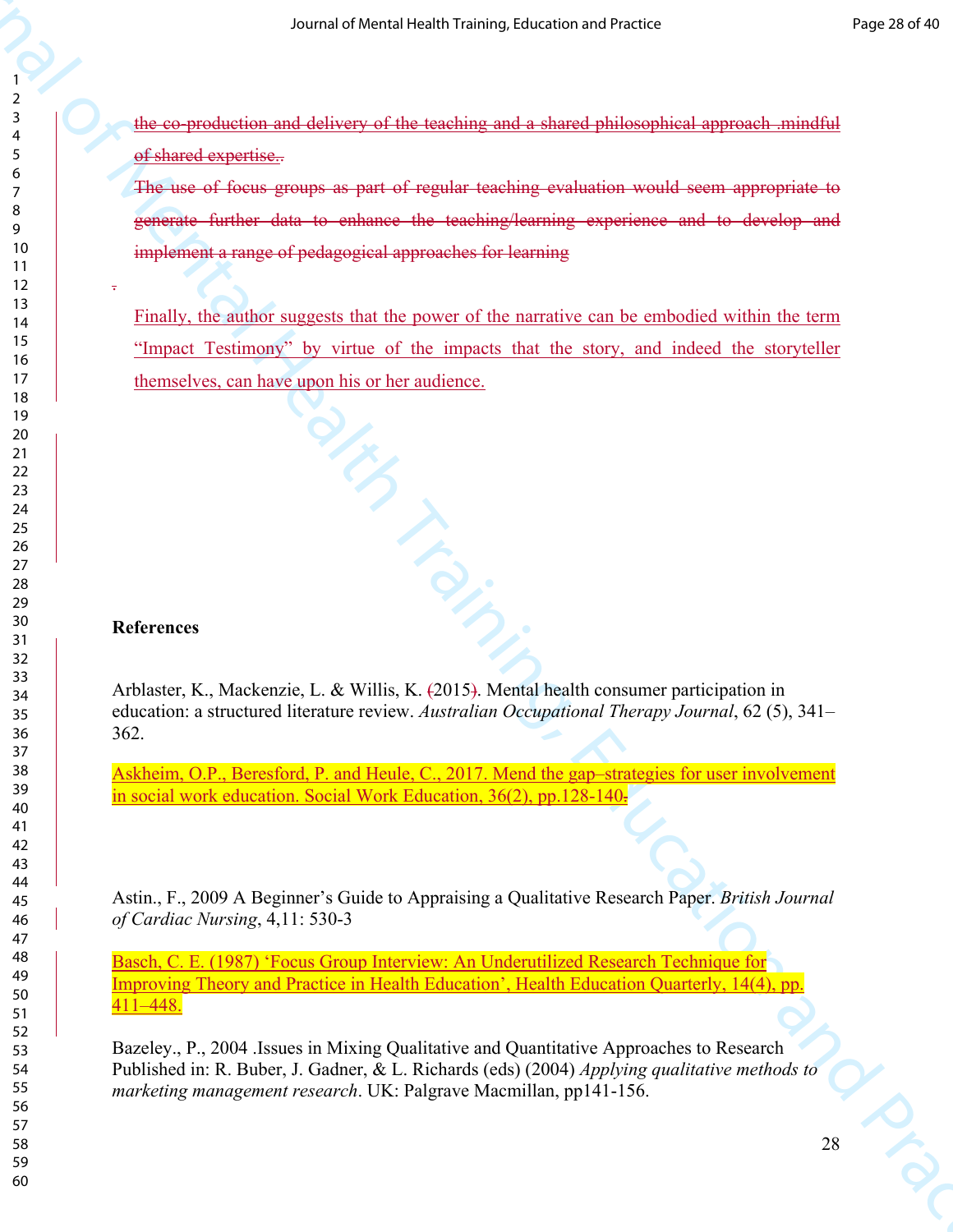~~the co-production and delivery of the teaching and a shared philosophical approach .mindful of shared expertise..~~

~~The use of focus groups as part of regular teaching evaluation would seem appropriate to generate further data to enhance the teaching/learning experience and to develop and implement a range of pedagogical approaches for learning~~

Finally, the author suggests that the power of the narrative can be embodied within the term "Impact Testimony" by virtue of the impacts that the story, and indeed the storyteller themselves, can have upon his or her audience.

**References**

Arblaster, K., Mackenzie, L. & Willis, K. (2015). Mental health consumer participation in education: a structured literature review. *Australian Occupational Therapy Journal*, 62 (5), 341–362.

Askheim, O.P., Beresford, P. and Heule, C., 2017. Mend the gap–strategies for user involvement in social work education. Social Work Education, 36(2), pp.128-140.

Astin., F., 2009 A Beginner's Guide to Appraising a Qualitative Research Paper. *British Journal of Cardiac Nursing*, 4,11: 530-3

Basch, C. E. (1987) 'Focus Group Interview: An Underutilized Research Technique for Improving Theory and Practice in Health Education', Health Education Quarterly, 14(4), pp. 411–448.

Bazeley., P., 2004 .Issues in Mixing Qualitative and Quantitative Approaches to Research Published in: R. Buber, J. Gadner, & L. Richards (eds) (2004) *Applying qualitative methods to marketing management research*. UK: Palgrave Macmillan, pp141-156.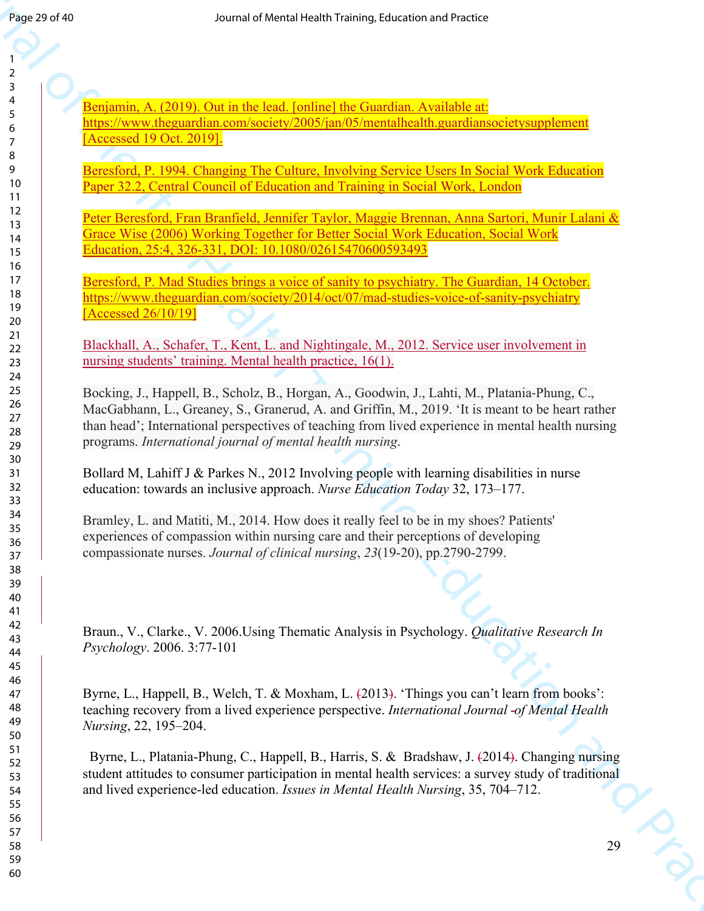Benjamin, A. (2019). Out in the lead. [online] the Guardian. Available at: https://www.theguardian.com/society/2005/jan/05/mentalhealth.guardiansocietysupplement [Accessed 19 Oct. 2019].

Beresford, P. 1994. Changing The Culture, Involving Service Users In Social Work Education Paper 32.2, Central Council of Education and Training in Social Work, London

Peter Beresford, Fran Branfield, Jennifer Taylor, Maggie Brennan, Anna Sartori, Munir Lalani & Grace Wise (2006) Working Together for Better Social Work Education, Social Work Education, 25:4, 326-331, DOI: 10.1080/02615470600593493

Beresford, P. Mad Studies brings a voice of sanity to psychiatry. The Guardian, 14 October. https://www.theguardian.com/society/2014/oct/07/mad-studies-voice-of-sanity-psychiatry [Accessed 26/10/19]

Blackhall, A., Schafer, T., Kent, L. and Nightingale, M., 2012. Service user involvement in nursing students' training. Mental health practice, 16(1).

Bocking, J., Happell, B., Scholz, B., Horgan, A., Goodwin, J., Lahti, M., Platania-Phung, C., MacGabhann, L., Greaney, S., Granerud, A. and Griffin, M., 2019. 'It is meant to be heart rather than head'; International perspectives of teaching from lived experience in mental health nursing programs. *International journal of mental health nursing*.

Bollard M, Lahiff J & Parkes N., 2012 Involving people with learning disabilities in nurse education: towards an inclusive approach. *Nurse Education Today* 32, 173–177.

Bramley, L. and Matiti, M., 2014. How does it really feel to be in my shoes? Patients' experiences of compassion within nursing care and their perceptions of developing compassionate nurses. *Journal of clinical nursing*, *23*(19-20), pp.2790-2799.

Braun., V., Clarke., V. 2006.Using Thematic Analysis in Psychology. *Qualitative Research In Psychology*. 2006. 3:77-101

Byrne, L., Happell, B., Welch, T. & Moxham, L. (2013). 'Things you can't learn from books': teaching recovery from a lived experience perspective. *International Journal of Mental Health Nursing*, 22, 195–204.

Byrne, L., Platania-Phung, C., Happell, B., Harris, S. & Bradshaw, J. (2014). Changing nursing student attitudes to consumer participation in mental health services: a survey study of traditional and lived experience-led education. *Issues in Mental Health Nursing*, 35, 704–712.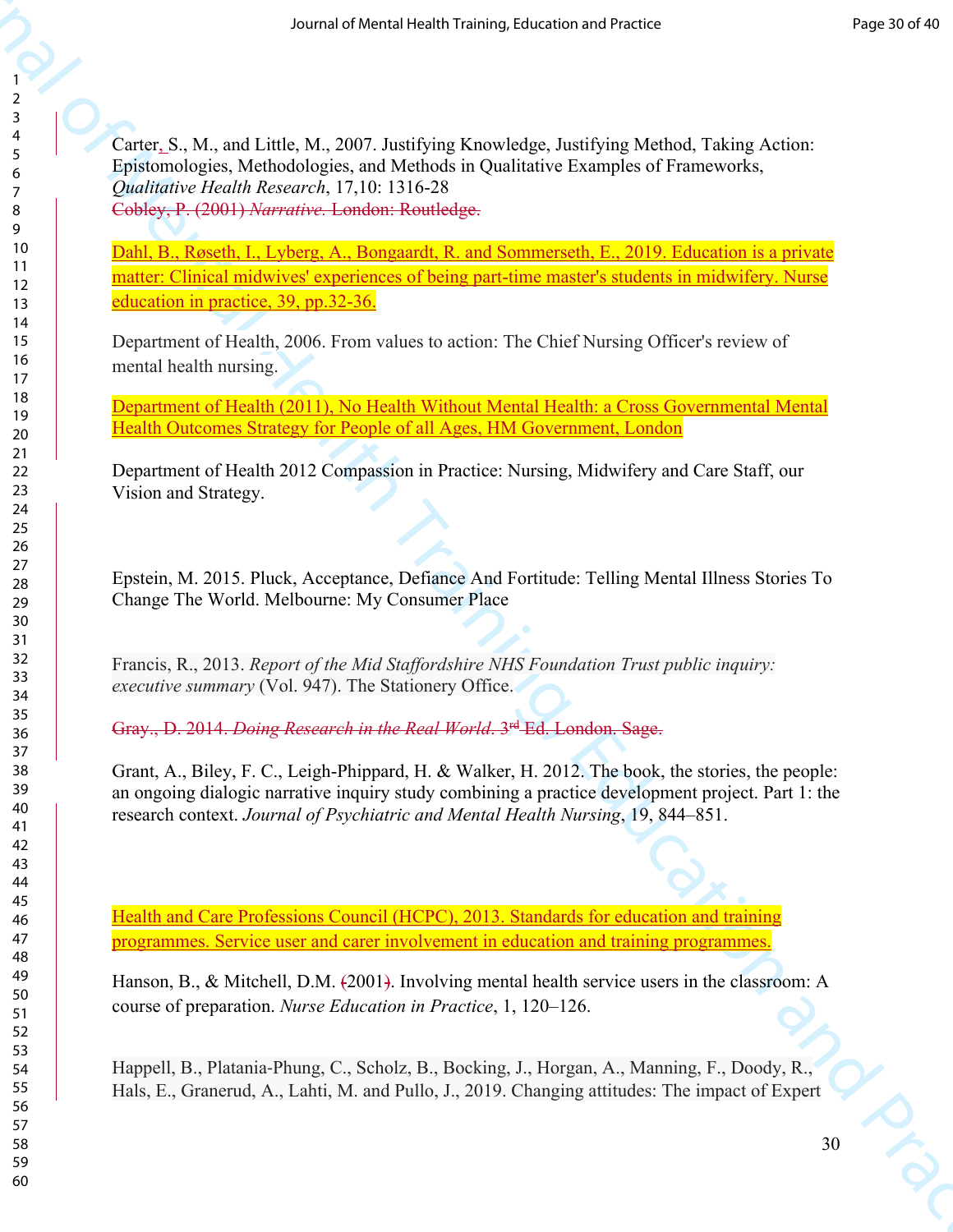Carter, S., M., and Little, M., 2007. Justifying Knowledge, Justifying Method, Taking Action: Epistomologies, Methodologies, and Methods in Qualitative Examples of Frameworks, *Qualitative Health Research*, 17,10: 1316-28

~~Cobley, P. (2001) *Narrative.* London: Routledge.~~

Dahl, B., Røseth, I., Lyberg, A., Bongaardt, R. and Sommerseth, E., 2019. Education is a private matter: Clinical midwives' experiences of being part-time master's students in midwifery. Nurse education in practice, 39, pp.32-36.

Department of Health, 2006. From values to action: The Chief Nursing Officer's review of mental health nursing.

Department of Health (2011), No Health Without Mental Health: a Cross Governmental Mental Health Outcomes Strategy for People of all Ages, HM Government, London

Department of Health 2012 Compassion in Practice: Nursing, Midwifery and Care Staff, our Vision and Strategy.

Epstein, M. 2015. Pluck, Acceptance, Defiance And Fortitude: Telling Mental Illness Stories To Change The World. Melbourne: My Consumer Place

Francis, R., 2013. *Report of the Mid Staffordshire NHS Foundation Trust public inquiry: executive summary* (Vol. 947). The Stationery Office.

~~Gray., D. 2014. *Doing Research in the Real World.* 3rd Ed. London. Sage.~~

Grant, A., Biley, F. C., Leigh-Phippard, H. & Walker, H. 2012. The book, the stories, the people: an ongoing dialogic narrative inquiry study combining a practice development project. Part 1: the research context. *Journal of Psychiatric and Mental Health Nursing*, 19, 844–851.

Health and Care Professions Council (HCPC), 2013. Standards for education and training programmes. Service user and carer involvement in education and training programmes.

Hanson, B., & Mitchell, D.M. ~~(~~2001~~)~~. Involving mental health service users in the classroom: A course of preparation. *Nurse Education in Practice*, 1, 120–126.

Happell, B., Platania-Phung, C., Scholz, B., Bocking, J., Horgan, A., Manning, F., Doody, R., Hals, E., Granerud, A., Lahti, M. and Pullo, J., 2019. Changing attitudes: The impact of Expert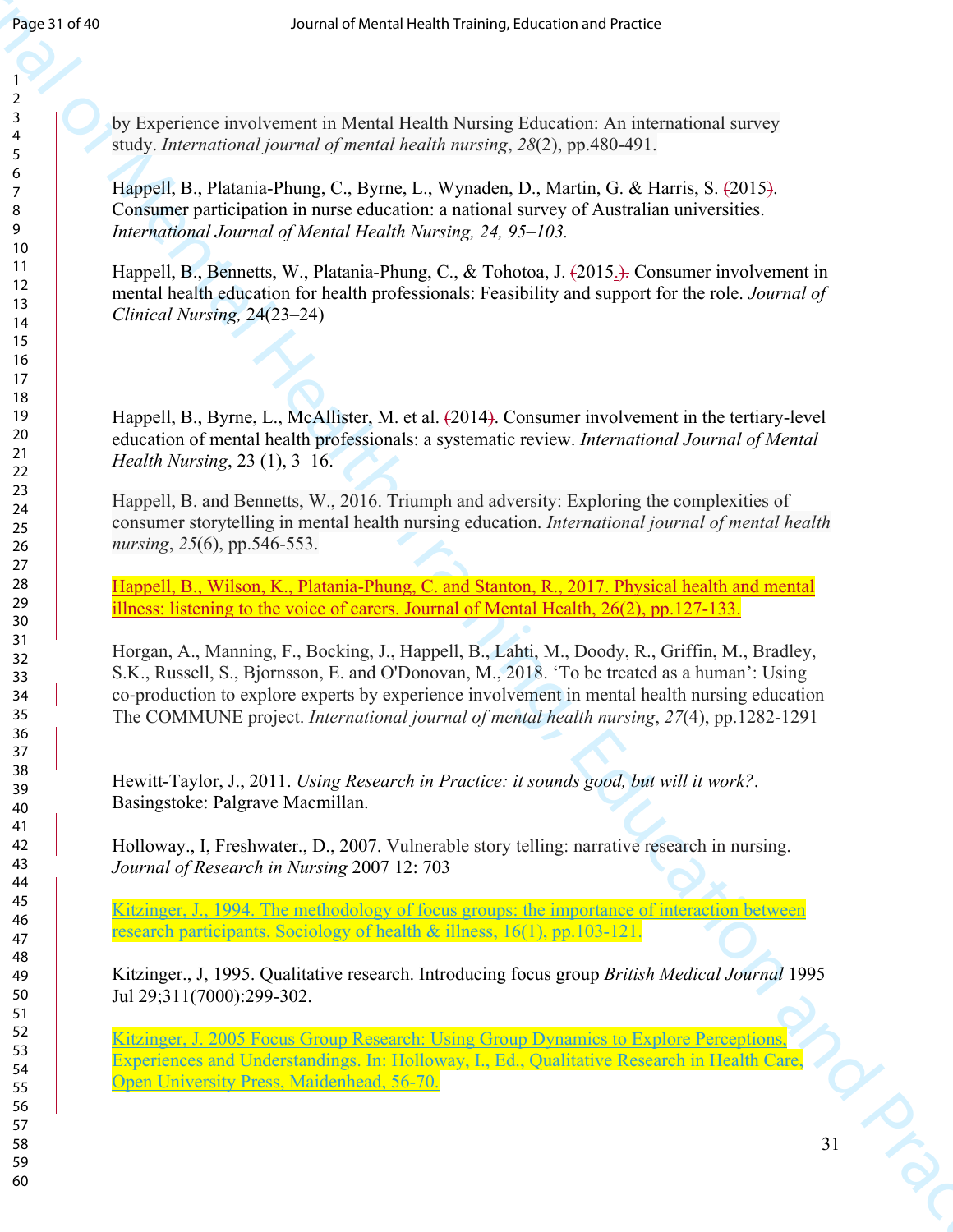by Experience involvement in Mental Health Nursing Education: An international survey study. *International journal of mental health nursing*, *28*(2), pp.480-491.

Happell, B., Platania-Phung, C., Byrne, L., Wynaden, D., Martin, G. & Harris, S. (2015). Consumer participation in nurse education: a national survey of Australian universities. *International Journal of Mental Health Nursing, 24, 95–103.*

Happell, B., Bennetts, W., Platania-Phung, C., & Tohotoa, J. (2015.). Consumer involvement in mental health education for health professionals: Feasibility and support for the role. *Journal of Clinical Nursing,* 24(23–24)

Happell, B., Byrne, L., McAllister, M. et al. (2014). Consumer involvement in the tertiary-level education of mental health professionals: a systematic review. *International Journal of Mental Health Nursing*, 23 (1), 3–16.

Happell, B. and Bennetts, W., 2016. Triumph and adversity: Exploring the complexities of consumer storytelling in mental health nursing education. *International journal of mental health nursing*, *25*(6), pp.546-553.

Happell, B., Wilson, K., Platania-Phung, C. and Stanton, R., 2017. Physical health and mental illness: listening to the voice of carers. Journal of Mental Health, 26(2), pp.127-133.

Horgan, A., Manning, F., Bocking, J., Happell, B., Lahti, M., Doody, R., Griffin, M., Bradley, S.K., Russell, S., Bjornsson, E. and O'Donovan, M., 2018. 'To be treated as a human': Using co-production to explore experts by experience involvement in mental health nursing education– The COMMUNE project. *International journal of mental health nursing*, *27*(4), pp.1282-1291

Hewitt-Taylor, J., 2011. *Using Research in Practice: it sounds good, but will it work?*. Basingstoke: Palgrave Macmillan.

Holloway., I, Freshwater., D., 2007. Vulnerable story telling: narrative research in nursing. *Journal of Research in Nursing* 2007 12: 703

Kitzinger, J., 1994. The methodology of focus groups: the importance of interaction between research participants. Sociology of health & illness, 16(1), pp.103-121.

Kitzinger., J, 1995. Qualitative research. Introducing focus group *British Medical Journal* 1995 Jul 29;311(7000):299-302.

Kitzinger, J. 2005 Focus Group Research: Using Group Dynamics to Explore Perceptions, Experiences and Understandings. In: Holloway, I., Ed., Qualitative Research in Health Care, Open University Press, Maidenhead, 56-70.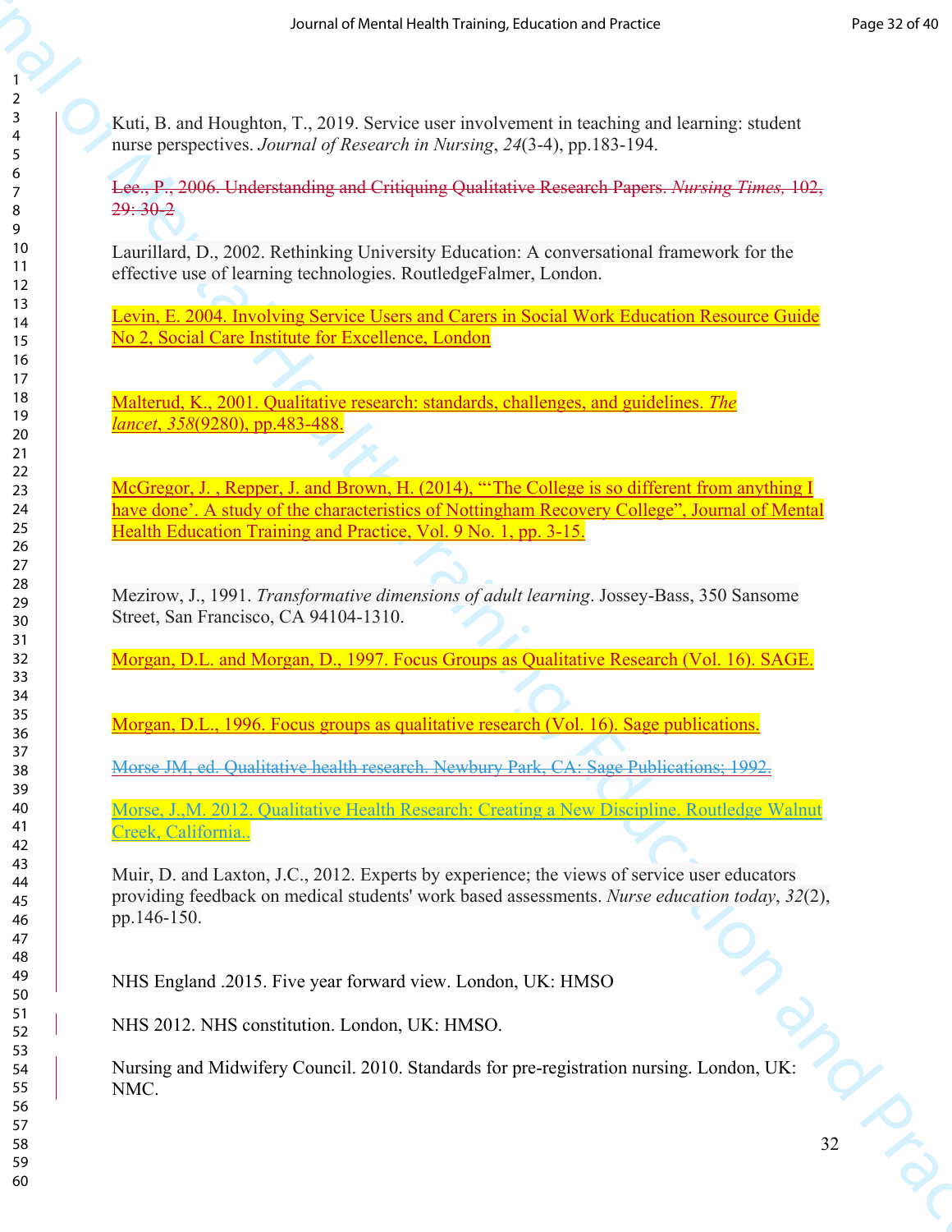Kuti, B. and Houghton, T., 2019. Service user involvement in teaching and learning: student nurse perspectives. *Journal of Research in Nursing*, *24*(3-4), pp.183-194.

~~Lee., P., 2006. Understanding and Critiquing Qualitative Research Papers. *Nursing Times,* 102, 29: 30-2~~

Laurillard, D., 2002. Rethinking University Education: A conversational framework for the effective use of learning technologies. RoutledgeFalmer, London.

Levin, E. 2004. Involving Service Users and Carers in Social Work Education Resource Guide No 2, Social Care Institute for Excellence, London

Malterud, K., 2001. Qualitative research: standards, challenges, and guidelines. *The lancet*, *358*(9280), pp.483-488.

McGregor, J. , Repper, J. and Brown, H. (2014), "'The College is so different from anything I have done'. A study of the characteristics of Nottingham Recovery College", Journal of Mental Health Education Training and Practice, Vol. 9 No. 1, pp. 3-15.

Mezirow, J., 1991. *Transformative dimensions of adult learning*. Jossey-Bass, 350 Sansome Street, San Francisco, CA 94104-1310.

Morgan, D.L. and Morgan, D., 1997. Focus Groups as Qualitative Research (Vol. 16). SAGE.

Morgan, D.L., 1996. Focus groups as qualitative research (Vol. 16). Sage publications.

~~Morse JM, ed. Qualitative health research. Newbury Park, CA: Sage Publications; 1992.~~

Morse, J.,M. 2012. Qualitative Health Research: Creating a New Discipline. Routledge Walnut Creek, California..

Muir, D. and Laxton, J.C., 2012. Experts by experience; the views of service user educators providing feedback on medical students' work based assessments. *Nurse education today*, *32*(2), pp.146-150.

NHS England .2015. Five year forward view. London, UK: HMSO

NHS 2012. NHS constitution. London, UK: HMSO.

Nursing and Midwifery Council. 2010. Standards for pre-registration nursing. London, UK: NMC.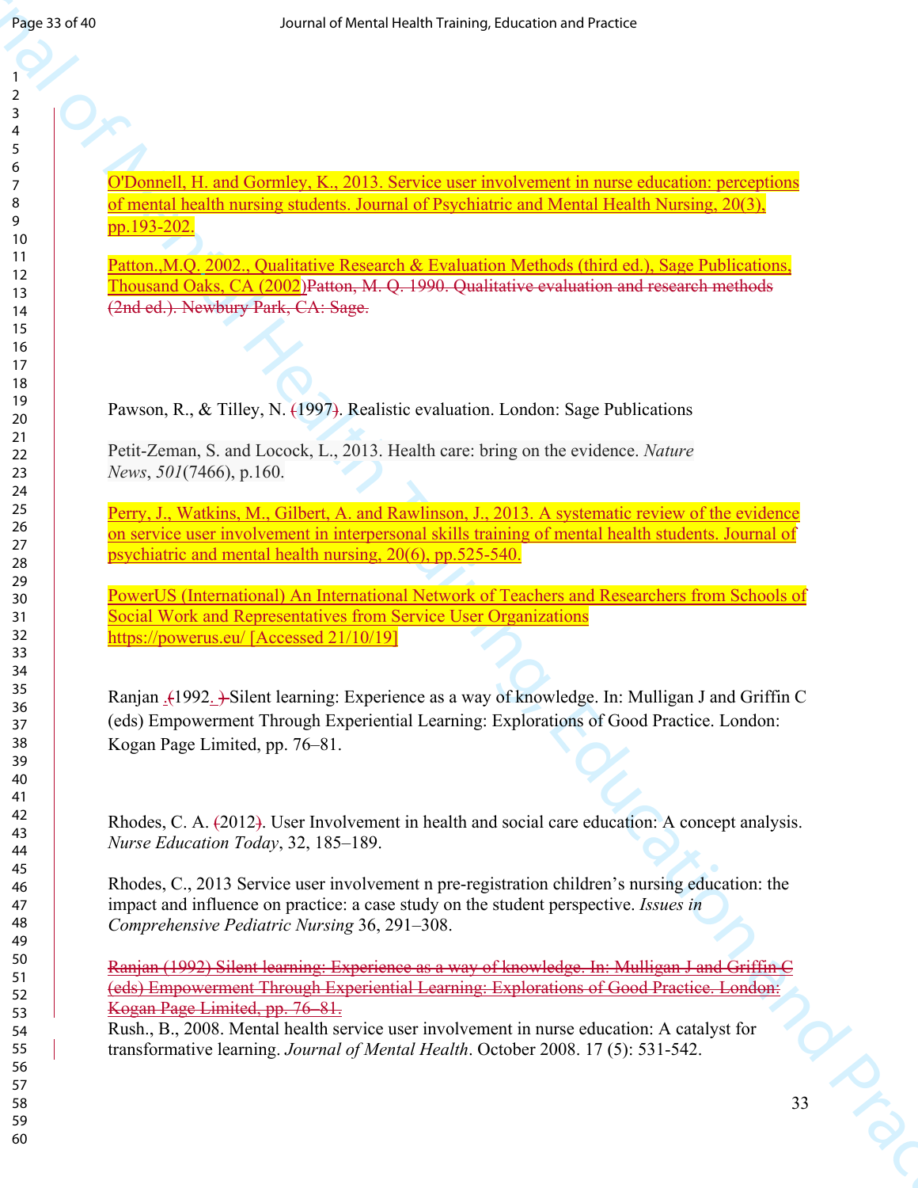O'Donnell, H. and Gormley, K., 2013. Service user involvement in nurse education: perceptions of mental health nursing students. Journal of Psychiatric and Mental Health Nursing, 20(3), pp.193-202.

Patton.,M.Q. 2002., Qualitative Research & Evaluation Methods (third ed.), Sage Publications, Thousand Oaks, CA (2002)~~Patton, M. Q. 1990. Qualitative evaluation and research methods (2nd ed.). Newbury Park, CA: Sage.~~

Pawson, R., & Tilley, N. (1997). Realistic evaluation. London: Sage Publications

Petit-Zeman, S. and Locock, L., 2013. Health care: bring on the evidence. *Nature News*, *501*(7466), p.160.

Perry, J., Watkins, M., Gilbert, A. and Rawlinson, J., 2013. A systematic review of the evidence on service user involvement in interpersonal skills training of mental health students. Journal of psychiatric and mental health nursing, 20(6), pp.525-540.

PowerUS (International) An International Network of Teachers and Researchers from Schools of Social Work and Representatives from Service User Organizations https://powerus.eu/ [Accessed 21/10/19]

Ranjan .(1992. ) Silent learning: Experience as a way of knowledge. In: Mulligan J and Griffin C (eds) Empowerment Through Experiential Learning: Explorations of Good Practice. London: Kogan Page Limited, pp. 76–81.

Rhodes, C. A. (2012). User Involvement in health and social care education: A concept analysis. *Nurse Education Today*, 32, 185–189.

Rhodes, C., 2013 Service user involvement n pre-registration children's nursing education: the impact and influence on practice: a case study on the student perspective. *Issues in Comprehensive Pediatric Nursing* 36, 291–308.

~~Ranjan (1992) Silent learning: Experience as a way of knowledge. In: Mulligan J and Griffin C (eds) Empowerment Through Experiential Learning: Explorations of Good Practice. London: Kogan Page Limited, pp. 76–81.~~

Rush., B., 2008. Mental health service user involvement in nurse education: A catalyst for transformative learning. *Journal of Mental Health*. October 2008. 17 (5): 531-542.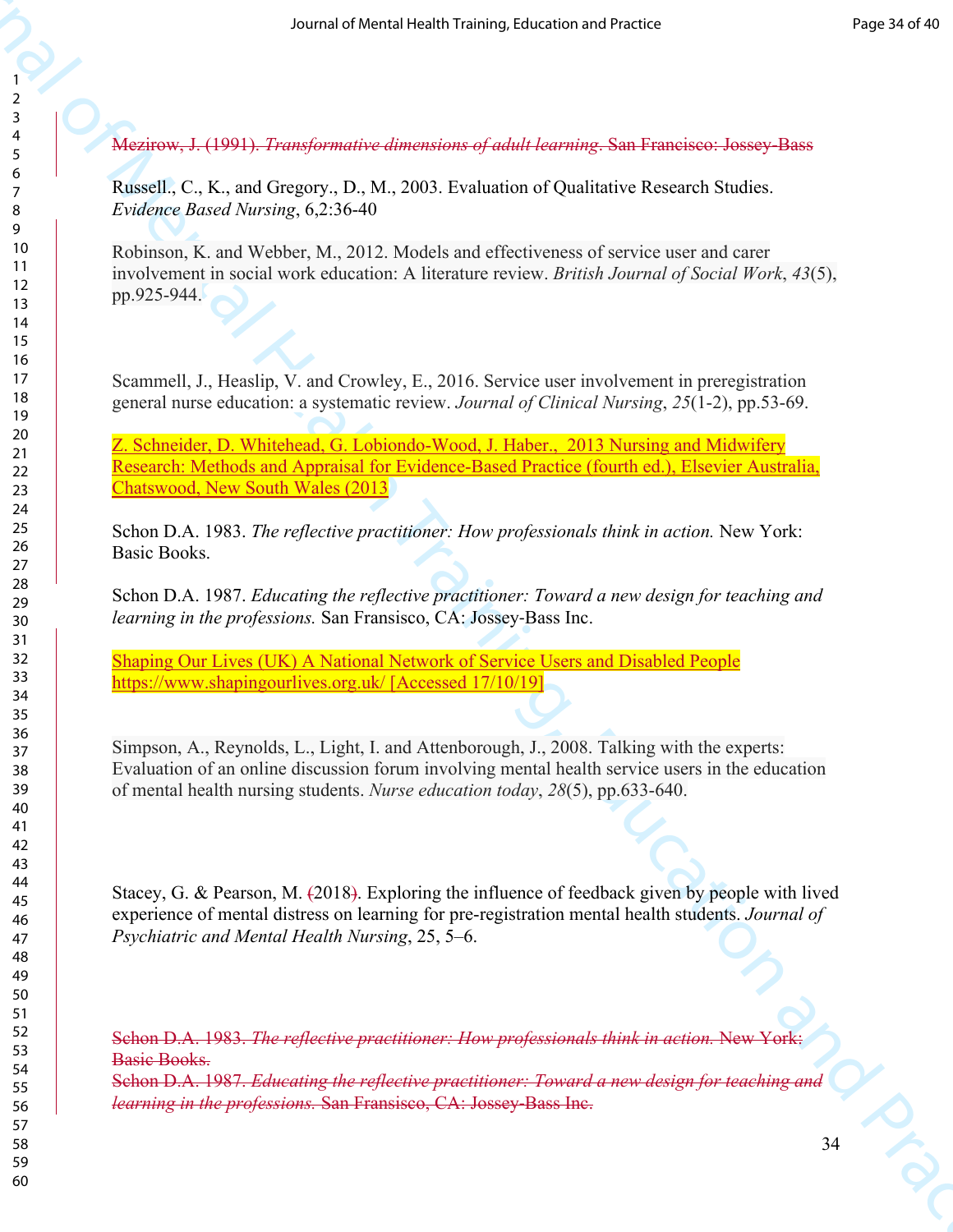~~Mezirow, J. (1991). *Transformative dimensions of adult learning*. San Francisco: Jossey-Bass~~

Russell., C., K., and Gregory., D., M., 2003. Evaluation of Qualitative Research Studies. *Evidence Based Nursing*, 6,2:36-40

Robinson, K. and Webber, M., 2012. Models and effectiveness of service user and carer involvement in social work education: A literature review. *British Journal of Social Work*, *43*(5), pp.925-944.

Scammell, J., Heaslip, V. and Crowley, E., 2016. Service user involvement in preregistration general nurse education: a systematic review. *Journal of Clinical Nursing*, *25*(1-2), pp.53-69.

Z. Schneider, D. Whitehead, G. Lobiondo-Wood, J. Haber., 2013 Nursing and Midwifery Research: Methods and Appraisal for Evidence-Based Practice (fourth ed.), Elsevier Australia, Chatswood, New South Wales (2013

Schon D.A. 1983. *The reflective practitioner: How professionals think in action.* New York: Basic Books.

Schon D.A. 1987. *Educating the reflective practitioner: Toward a new design for teaching and learning in the professions.* San Fransisco, CA: Jossey-Bass Inc.

Shaping Our Lives (UK) A National Network of Service Users and Disabled People https://www.shapingourlives.org.uk/ [Accessed 17/10/19]

Simpson, A., Reynolds, L., Light, I. and Attenborough, J., 2008. Talking with the experts: Evaluation of an online discussion forum involving mental health service users in the education of mental health nursing students. *Nurse education today*, *28*(5), pp.633-640.

Stacey, G. & Pearson, M. ~~(~~2018~~)~~. Exploring the influence of feedback given by people with lived experience of mental distress on learning for pre-registration mental health students. *Journal of Psychiatric and Mental Health Nursing*, 25, 5–6.

~~Schon D.A. 1983. *The reflective practitioner: How professionals think in action.* New York: Basic Books.~~
~~Schon D.A. 1987. *Educating the reflective practitioner: Toward a new design for teaching and learning in the professions.* San Fransisco, CA: Jossey-Bass Inc.~~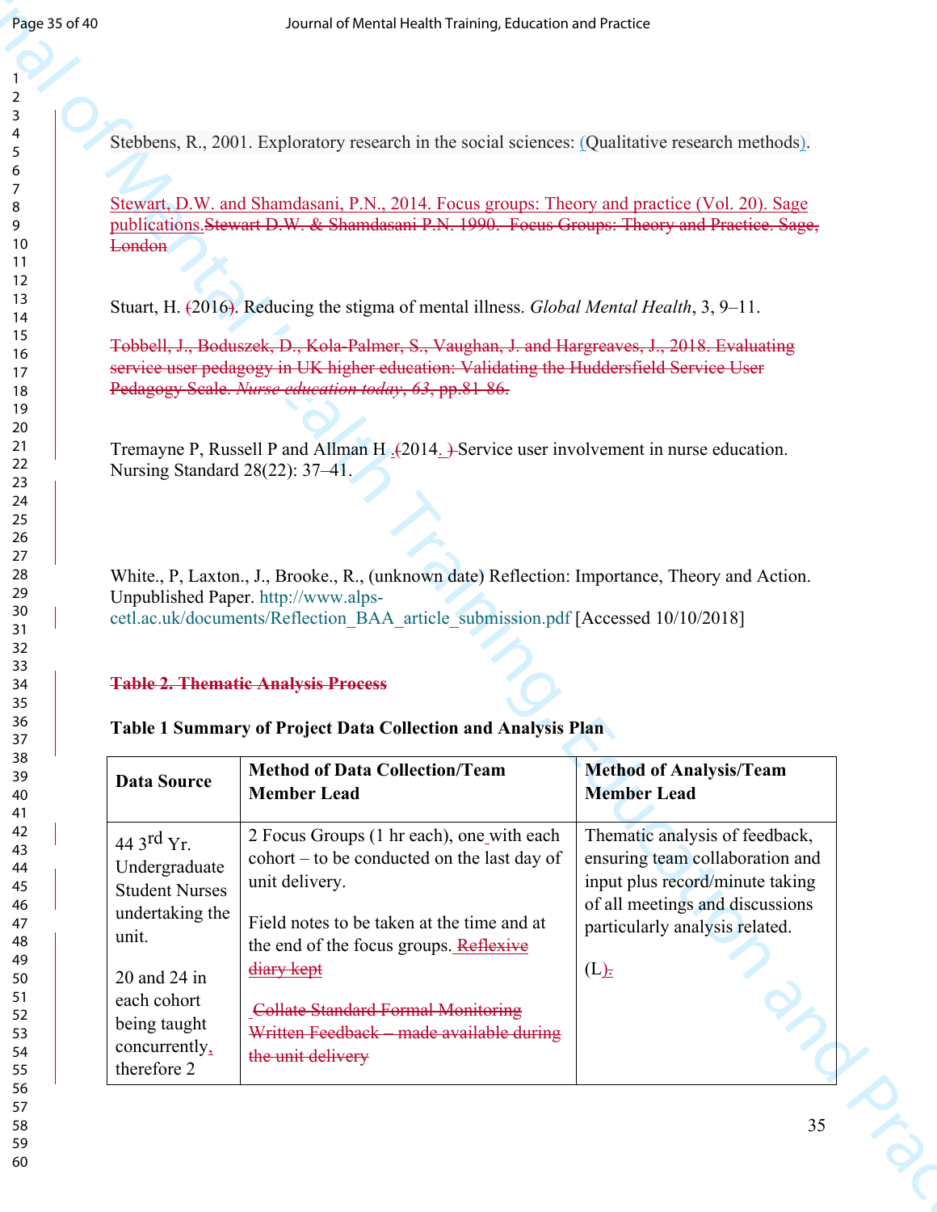Stebbens, R., 2001. Exploratory research in the social sciences: (Qualitative research methods).

Stewart, D.W. and Shamdasani, P.N., 2014. Focus groups: Theory and practice (Vol. 20). Sage publications.~~Stewart D.W. & Shamdasani P.N. 1990. Focus Groups: Theory and Practice. Sage, London~~

Stuart, H. (2016). Reducing the stigma of mental illness. *Global Mental Health*, 3, 9–11.

~~Tobbell, J., Boduszek, D., Kola-Palmer, S., Vaughan, J. and Hargreaves, J., 2018. Evaluating service user pedagogy in UK higher education: Validating the Huddersfield Service User Pedagogy Scale. *Nurse education today*, 63, pp.81-86.~~

Tremayne P, Russell P and Allman H .(2014. ) Service user involvement in nurse education. Nursing Standard 28(22): 37–41.

White., P, Laxton., J., Brooke., R., (unknown date) Reflection: Importance, Theory and Action. Unpublished Paper. http://www.alps-cetl.ac.uk/documents/Reflection_BAA_article_submission.pdf [Accessed 10/10/2018]

~~**Table 2. Thematic Analysis Process**~~

**Table 1 Summary of Project Data Collection and Analysis Plan**

| Data Source | Method of Data Collection/Team Member Lead | Method of Analysis/Team Member Lead |
|---|---|---|
| 44 3rd Yr. Undergraduate Student Nurses undertaking the unit.<br><br>20 and 24 in each cohort being taught concurrently, therefore 2 | 2 Focus Groups (1 hr each), one with each cohort – to be conducted on the last day of unit delivery.<br><br>Field notes to be taken at the time and at the end of the focus groups. ~~Reflexive diary kept~~<br><br>~~Collate Standard Formal Monitoring Written Feedback – made available during the unit delivery~~ | Thematic analysis of feedback, ensuring team collaboration and input plus record/minute taking of all meetings and discussions particularly analysis related.<br><br>(L). |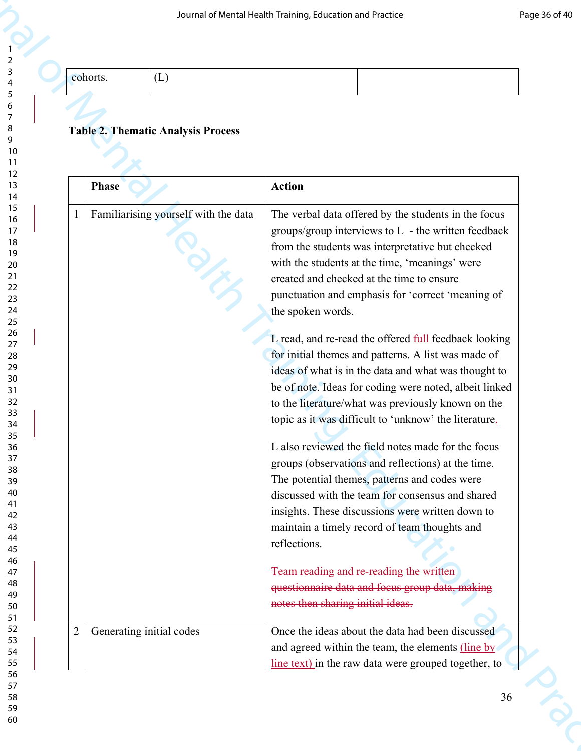| cohorts. | (L) | |
|---|---|---|

**Table 2. Thematic Analysis Process**

| | Phase | Action |
|---|---|---|
| 1 | Familiarising yourself with the data | The verbal data offered by the students in the focus groups/group interviews to L - the written feedback from the students was interpretative but checked with the students at the time, 'meanings' were created and checked at the time to ensure punctuation and emphasis for 'correct 'meaning of the spoken words.<br><br>L read, and re-read the offered full feedback looking for initial themes and patterns. A list was made of ideas of what is in the data and what was thought to be of note. Ideas for coding were noted, albeit linked to the literature/what was previously known on the topic as it was difficult to 'unknow' the literature.<br><br>L also reviewed the field notes made for the focus groups (observations and reflections) at the time. The potential themes, patterns and codes were discussed with the team for consensus and shared insights. These discussions were written down to maintain a timely record of team thoughts and reflections.<br><br>~~Team reading and re-reading the written questionnaire data and focus group data, making notes then sharing initial ideas.~~ |
| 2 | Generating initial codes | Once the ideas about the data had been discussed and agreed within the team, the elements (line by line text) in the raw data were grouped together, to |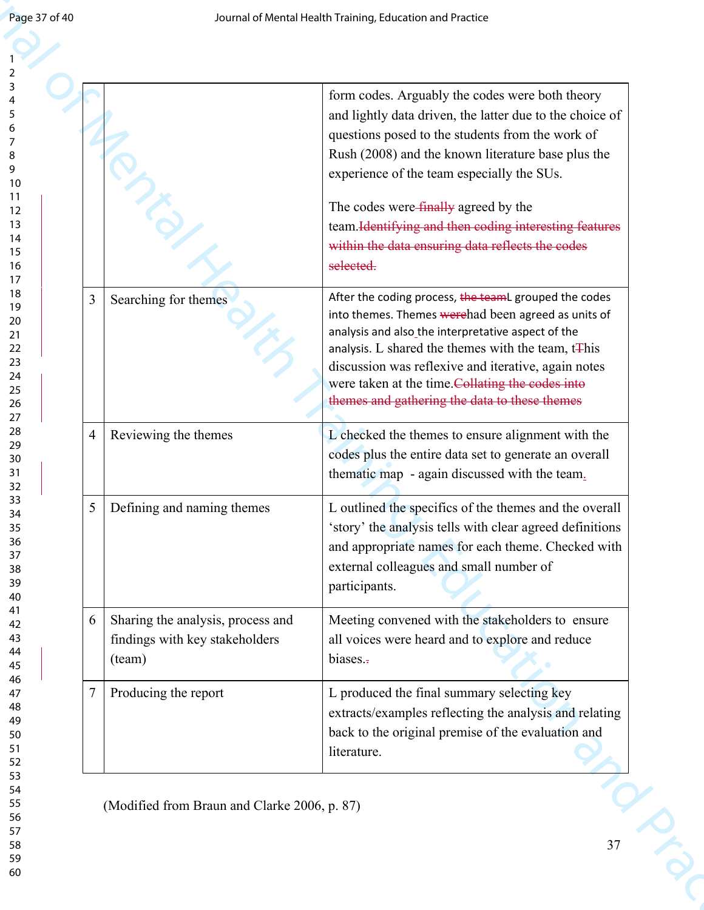| | | |
|---|---|---|
| | | form codes. Arguably the codes were both theory and lightly data driven, the latter due to the choice of questions posed to the students from the work of Rush (2008) and the known literature base plus the experience of the team especially the SUs.<br><br>The codes were ~~finally~~ agreed by the team.~~Identifying and then coding interesting features within the data ensuring data reflects the codes selected.~~ |
| 3 | Searching for themes | After the coding process, ~~the team~~L grouped the codes into themes. Themes ~~were~~had been agreed as units of analysis and also the interpretative aspect of the analysis. L shared the themes with the team, t~~T~~his discussion was reflexive and iterative, again notes were taken at the time.~~Collating the codes into themes and gathering the data to these themes~~ |
| 4 | Reviewing the themes | L checked the themes to ensure alignment with the codes plus the entire data set to generate an overall thematic map - again discussed with the team. |
| 5 | Defining and naming themes | L outlined the specifics of the themes and the overall 'story' the analysis tells with clear agreed definitions and appropriate names for each theme. Checked with external colleagues and small number of participants. |
| 6 | Sharing the analysis, process and findings with key stakeholders (team) | Meeting convened with the stakeholders to ensure all voices were heard and to explore and reduce biases.~~.~~ |
| 7 | Producing the report | L produced the final summary selecting key extracts/examples reflecting the analysis and relating back to the original premise of the evaluation and literature. |

(Modified from Braun and Clarke 2006, p. 87)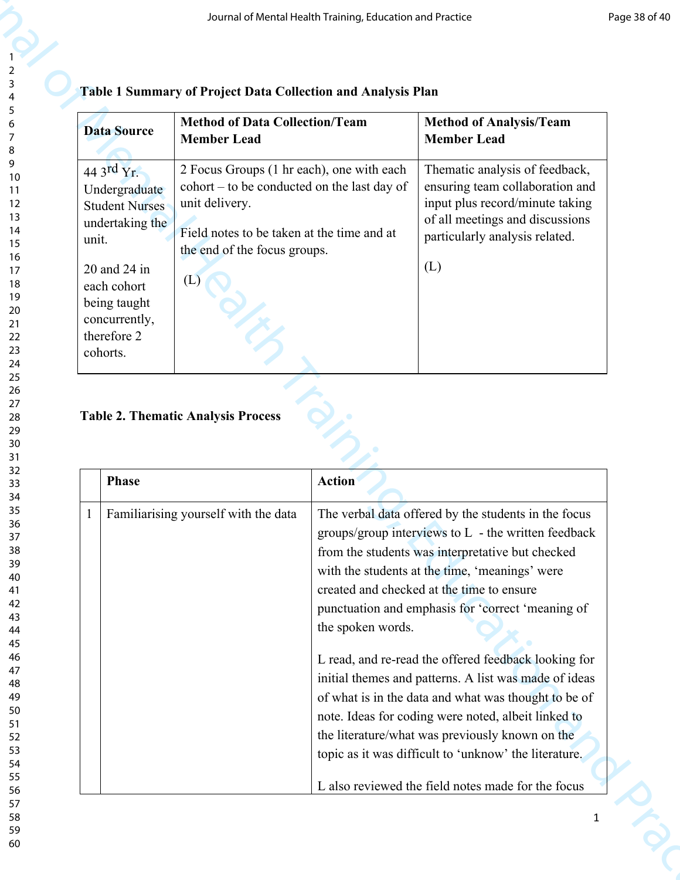**Table 1 Summary of Project Data Collection and Analysis Plan**

| Data Source | Method of Data Collection/Team Member Lead | Method of Analysis/Team Member Lead |
|---|---|---|
| 44 3rd Yr. Undergraduate Student Nurses undertaking the unit.<br><br>20 and 24 in each cohort being taught concurrently, therefore 2 cohorts. | 2 Focus Groups (1 hr each), one with each cohort – to be conducted on the last day of unit delivery.<br><br>Field notes to be taken at the time and at the end of the focus groups.<br><br>(L) | Thematic analysis of feedback, ensuring team collaboration and input plus record/minute taking of all meetings and discussions particularly analysis related.<br><br>(L) |

**Table 2. Thematic Analysis Process**

| | Phase | Action |
|---|---|---|
| 1 | Familiarising yourself with the data | The verbal data offered by the students in the focus groups/group interviews to L - the written feedback from the students was interpretative but checked with the students at the time, 'meanings' were created and checked at the time to ensure punctuation and emphasis for 'correct 'meaning of the spoken words.<br><br>L read, and re-read the offered feedback looking for initial themes and patterns. A list was made of ideas of what is in the data and what was thought to be of note. Ideas for coding were noted, albeit linked to the literature/what was previously known on the topic as it was difficult to 'unknow' the literature.<br><br>L also reviewed the field notes made for the focus |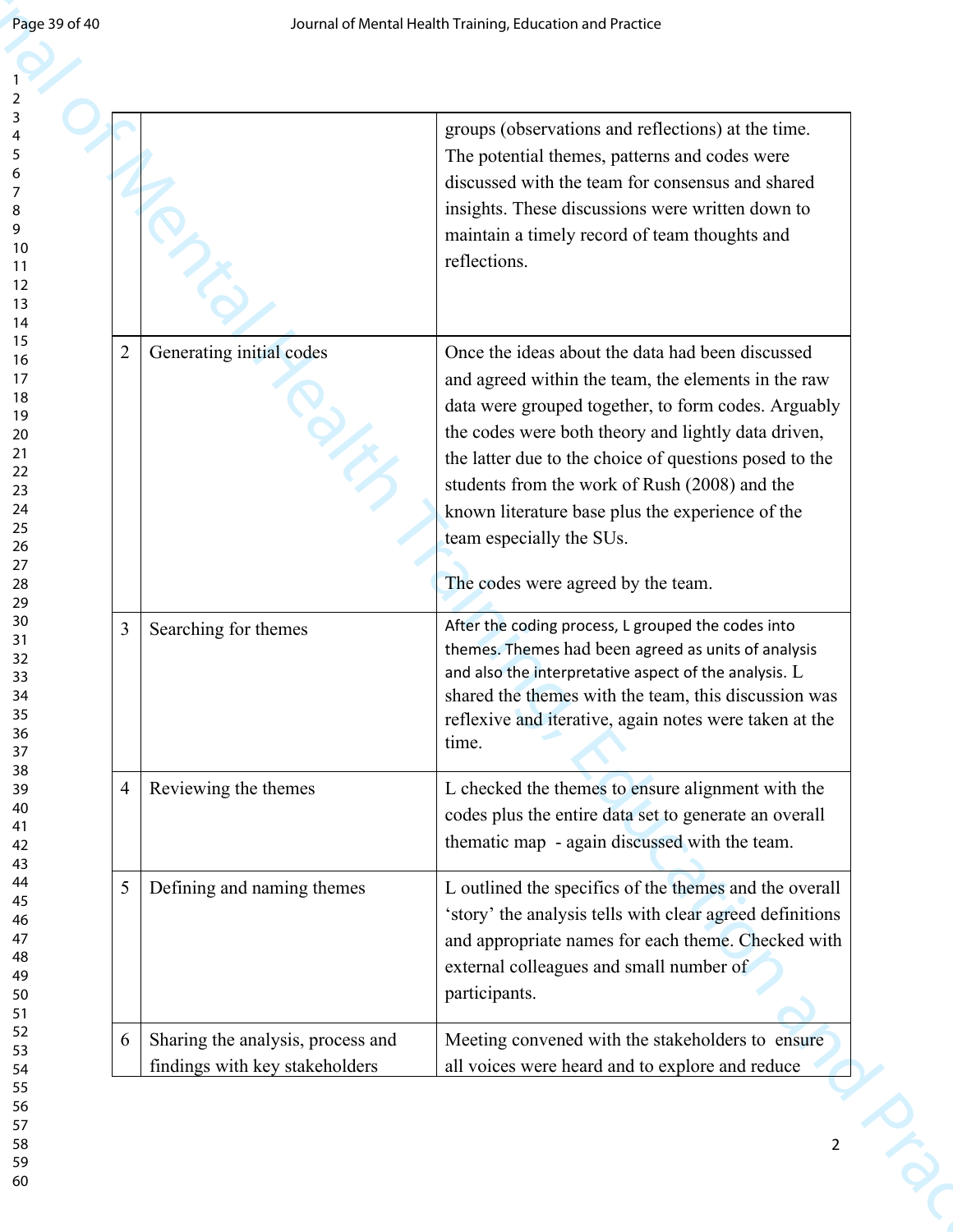| | | |
|---|---|---|
| | | groups (observations and reflections) at the time. The potential themes, patterns and codes were discussed with the team for consensus and shared insights. These discussions were written down to maintain a timely record of team thoughts and reflections. |
| 2 | Generating initial codes | Once the ideas about the data had been discussed and agreed within the team, the elements in the raw data were grouped together, to form codes. Arguably the codes were both theory and lightly data driven, the latter due to the choice of questions posed to the students from the work of Rush (2008) and the known literature base plus the experience of the team especially the SUs.<br><br>The codes were agreed by the team. |
| 3 | Searching for themes | After the coding process, L grouped the codes into themes. Themes had been agreed as units of analysis and also the interpretative aspect of the analysis. L shared the themes with the team, this discussion was reflexive and iterative, again notes were taken at the time. |
| 4 | Reviewing the themes | L checked the themes to ensure alignment with the codes plus the entire data set to generate an overall thematic map - again discussed with the team. |
| 5 | Defining and naming themes | L outlined the specifics of the themes and the overall 'story' the analysis tells with clear agreed definitions and appropriate names for each theme. Checked with external colleagues and small number of participants. |
| 6 | Sharing the analysis, process and findings with key stakeholders | Meeting convened with the stakeholders to ensure all voices were heard and to explore and reduce |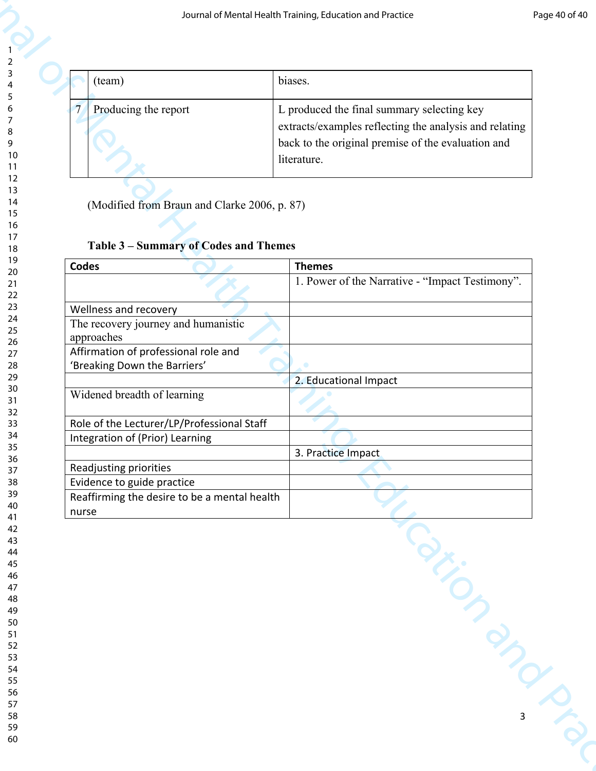| | | |
|---|---|---|
| | (team) | biases. |
| 7 | Producing the report | L produced the final summary selecting key extracts/examples reflecting the analysis and relating back to the original premise of the evaluation and literature. |

(Modified from Braun and Clarke 2006, p. 87)

**Table 3 – Summary of Codes and Themes**

| Codes | Themes |
|---|---|
| | 1. Power of the Narrative - "Impact Testimony". |
| Wellness and recovery | |
| The recovery journey and humanistic approaches | |
| Affirmation of professional role and 'Breaking Down the Barriers' | |
| | 2. Educational Impact |
| Widened breadth of learning | |
| Role of the Lecturer/LP/Professional Staff | |
| Integration of (Prior) Learning | |
| | 3. Practice Impact |
| Readjusting priorities | |
| Evidence to guide practice | |
| Reaffirming the desire to be a mental health nurse | |